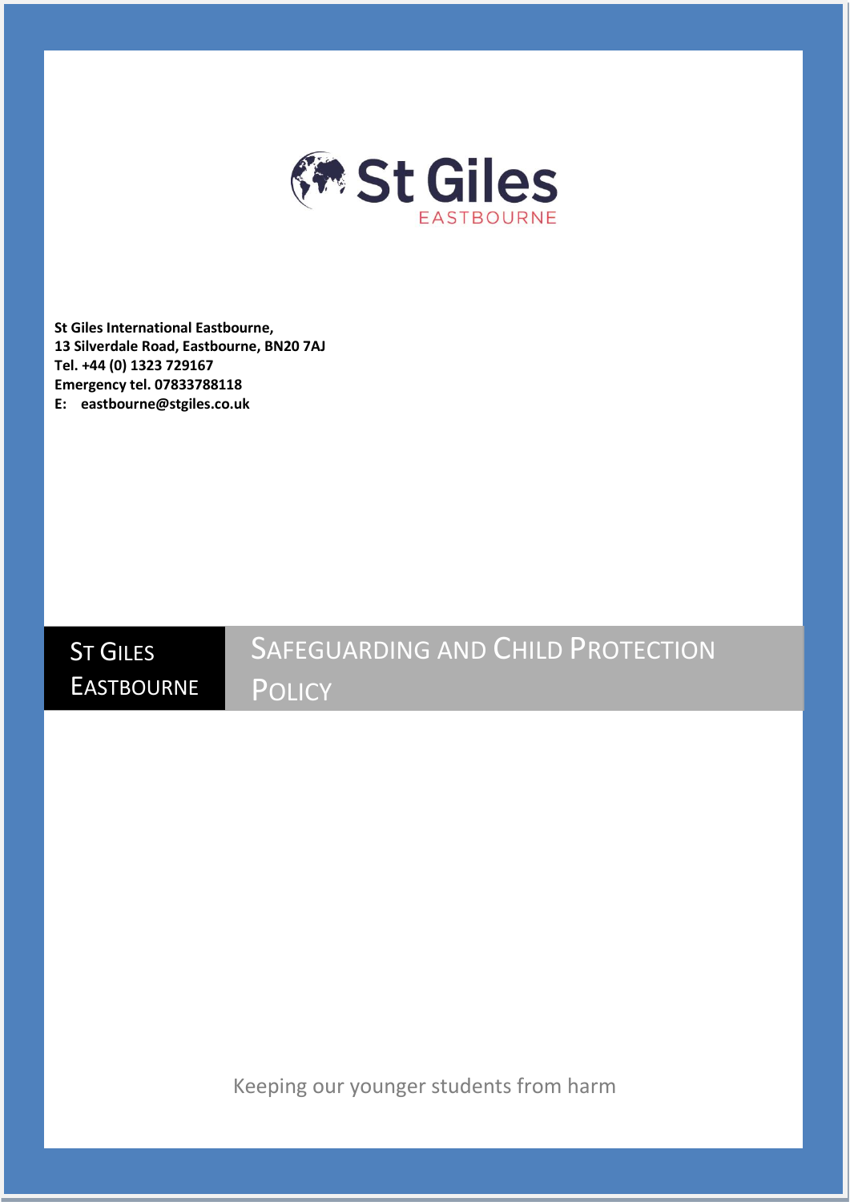St Giles EASTBOURNE

**St Giles International Eastbourne,**
**13 Silverdale Road, Eastbourne, BN20 7AJ**
**Tel. +44 (0) 1323 729167**
**Emergency tel. 07833788118**
**E: eastbourne@stgiles.co.uk**

ST GILES EASTBOURNE

# SAFEGUARDING AND CHILD PROTECTION POLICY

Keeping our younger students from harm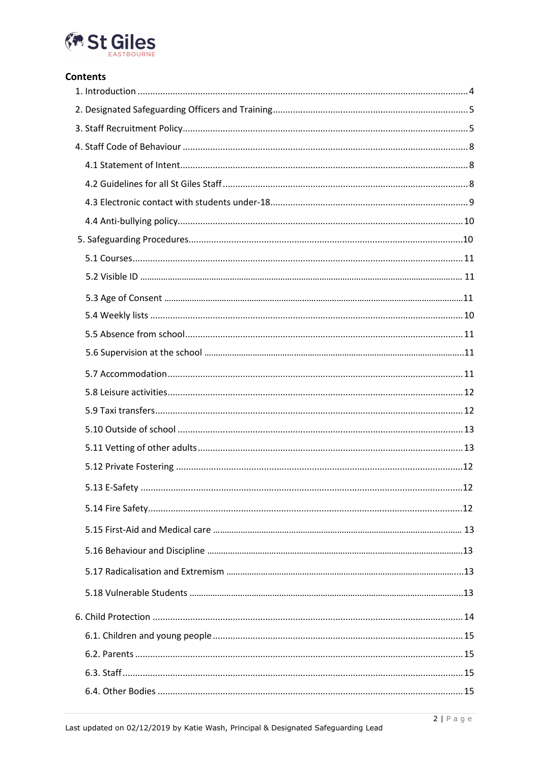## Contents

1. Introduction ..... 4
2. Designated Safeguarding Officers and Training ..... 5
3. Staff Recruitment Policy ..... 5
4. Staff Code of Behaviour ..... 8
   - 4.1 Statement of Intent ..... 8
   - 4.2 Guidelines for all St Giles Staff ..... 8
   - 4.3 Electronic contact with students under-18 ..... 9
   - 4.4 Anti-bullying policy ..... 10
5. Safeguarding Procedures ..... 10
   - 5.1 Courses ..... 11
   - 5.2 Visible ID ..... 11
   - 5.3 Age of Consent ..... 11
   - 5.4 Weekly lists ..... 10
   - 5.5 Absence from school ..... 11
   - 5.6 Supervision at the school ..... 11
   - 5.7 Accommodation ..... 11
   - 5.8 Leisure activities ..... 12
   - 5.9 Taxi transfers ..... 12
   - 5.10 Outside of school ..... 13
   - 5.11 Vetting of other adults ..... 13
   - 5.12 Private Fostering ..... 12
   - 5.13 E-Safety ..... 12
   - 5.14 Fire Safety ..... 12
   - 5.15 First-Aid and Medical care ..... 13
   - 5.16 Behaviour and Discipline ..... 13
   - 5.17 Radicalisation and Extremism ..... 13
   - 5.18 Vulnerable Students ..... 13
6. Child Protection ..... 14
   - 6.1. Children and young people ..... 15
   - 6.2. Parents ..... 15
   - 6.3. Staff ..... 15
   - 6.4. Other Bodies ..... 15

Last updated on 02/12/2019 by Katie Wash, Principal & Designated Safeguarding Lead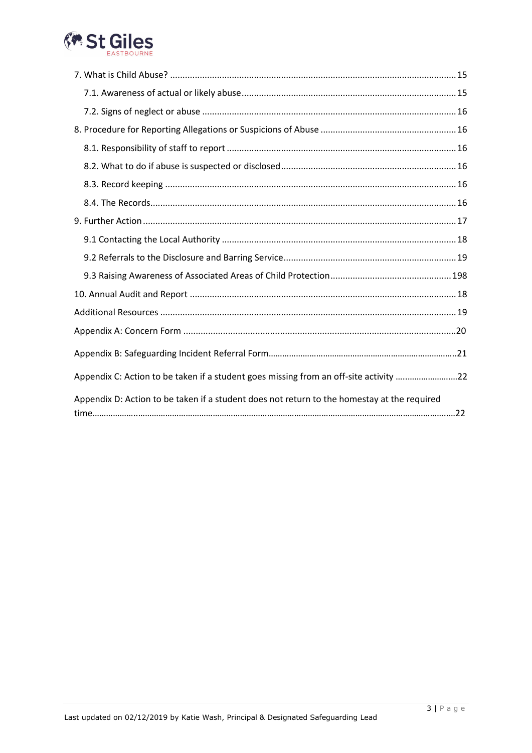7. What is Child Abuse? .................................................................................................................. 15

 7.1. Awareness of actual or likely abuse ...................................................................................... 15

 7.2. Signs of neglect or abuse ..................................................................................................... 16

8. Procedure for Reporting Allegations or Suspicions of Abuse ...................................................... 16

 8.1. Responsibility of staff to report ............................................................................................ 16

 8.2. What to do if abuse is suspected or disclosed ...................................................................... 16

 8.3. Record keeping ..................................................................................................................... 16

 8.4. The Records .......................................................................................................................... 16

9. Further Action .............................................................................................................................. 17

 9.1 Contacting the Local Authority .............................................................................................. 18

 9.2 Referrals to the Disclosure and Barring Service ..................................................................... 19

 9.3 Raising Awareness of Associated Areas of Child Protection ................................................ 198

10. Annual Audit and Report ........................................................................................................... 18

Additional Resources ....................................................................................................................... 19

Appendix A: Concern Form ............................................................................................................. 20

Appendix B: Safeguarding Incident Referral Form ........................................................................... 21

Appendix C: Action to be taken if a student goes missing from an off-site activity .......................... 22

Appendix D: Action to be taken if a student does not return to the homestay at the required time ................................................................................................................................................ 22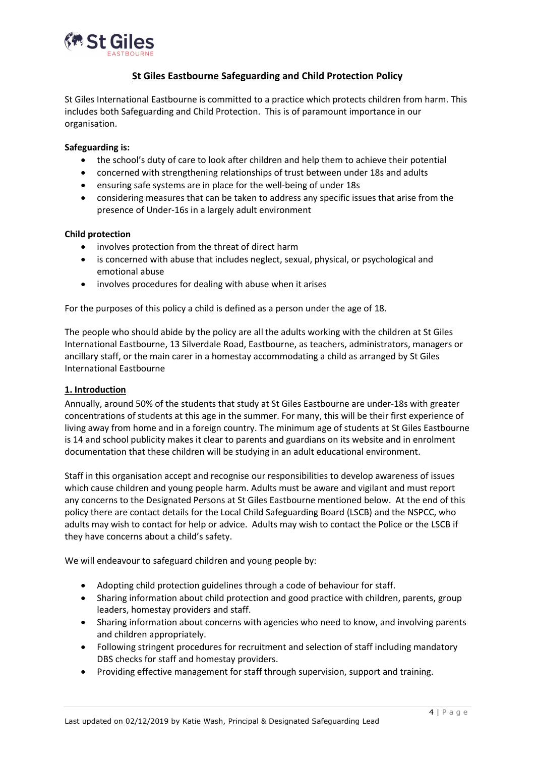# St Giles Eastbourne Safeguarding and Child Protection Policy

St Giles International Eastbourne is committed to a practice which protects children from harm. This includes both Safeguarding and Child Protection. This is of paramount importance in our organisation.

**Safeguarding is:**

- the school's duty of care to look after children and help them to achieve their potential
- concerned with strengthening relationships of trust between under 18s and adults
- ensuring safe systems are in place for the well-being of under 18s
- considering measures that can be taken to address any specific issues that arise from the presence of Under-16s in a largely adult environment

**Child protection**

- involves protection from the threat of direct harm
- is concerned with abuse that includes neglect, sexual, physical, or psychological and emotional abuse
- involves procedures for dealing with abuse when it arises

For the purposes of this policy a child is defined as a person under the age of 18.

The people who should abide by the policy are all the adults working with the children at St Giles International Eastbourne, 13 Silverdale Road, Eastbourne, as teachers, administrators, managers or ancillary staff, or the main carer in a homestay accommodating a child as arranged by St Giles International Eastbourne

## 1. Introduction

Annually, around 50% of the students that study at St Giles Eastbourne are under-18s with greater concentrations of students at this age in the summer. For many, this will be their first experience of living away from home and in a foreign country. The minimum age of students at St Giles Eastbourne is 14 and school publicity makes it clear to parents and guardians on its website and in enrolment documentation that these children will be studying in an adult educational environment.

Staff in this organisation accept and recognise our responsibilities to develop awareness of issues which cause children and young people harm. Adults must be aware and vigilant and must report any concerns to the Designated Persons at St Giles Eastbourne mentioned below. At the end of this policy there are contact details for the Local Child Safeguarding Board (LSCB) and the NSPCC, who adults may wish to contact for help or advice. Adults may wish to contact the Police or the LSCB if they have concerns about a child's safety.

We will endeavour to safeguard children and young people by:

- Adopting child protection guidelines through a code of behaviour for staff.
- Sharing information about child protection and good practice with children, parents, group leaders, homestay providers and staff.
- Sharing information about concerns with agencies who need to know, and involving parents and children appropriately.
- Following stringent procedures for recruitment and selection of staff including mandatory DBS checks for staff and homestay providers.
- Providing effective management for staff through supervision, support and training.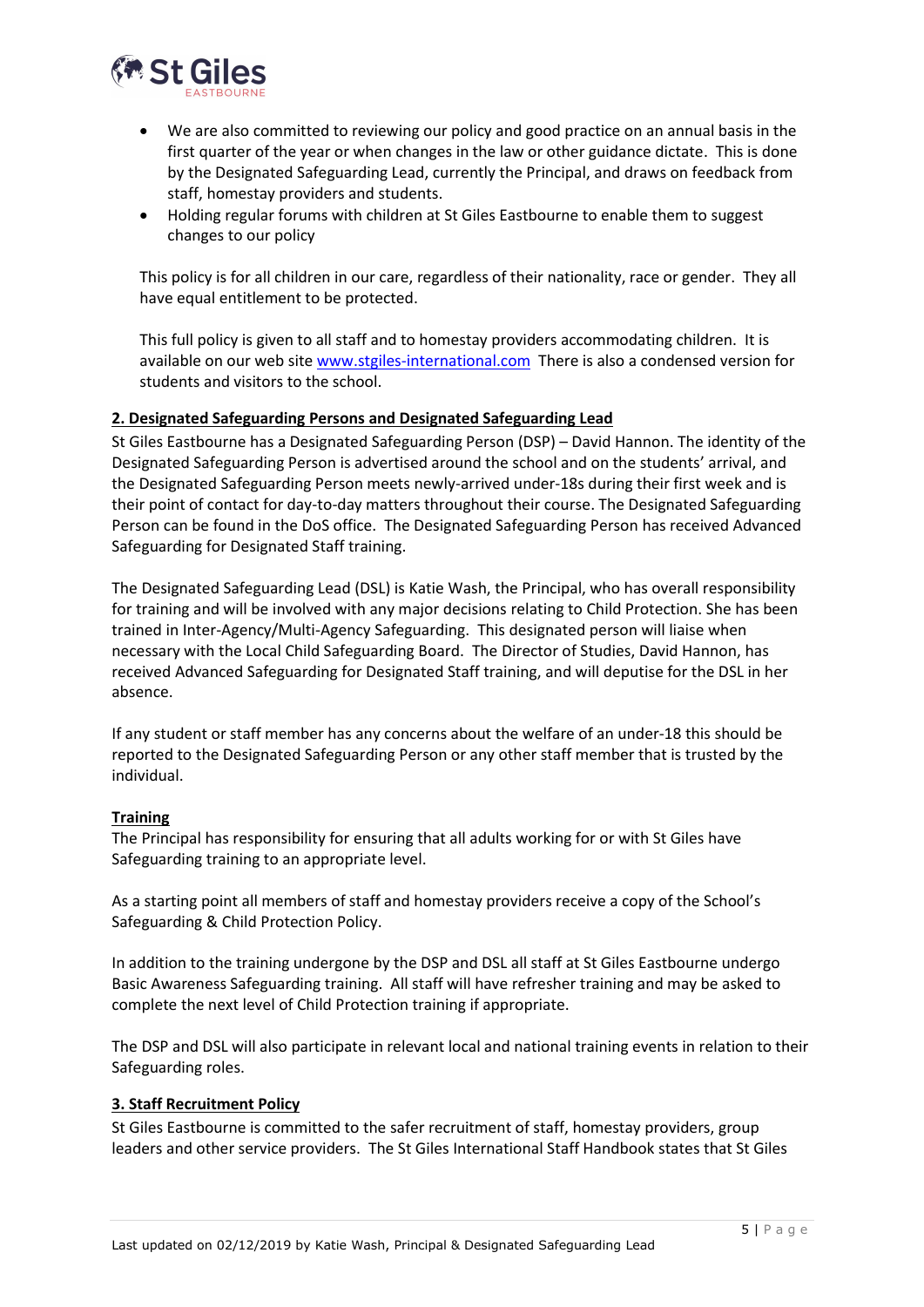- We are also committed to reviewing our policy and good practice on an annual basis in the first quarter of the year or when changes in the law or other guidance dictate. This is done by the Designated Safeguarding Lead, currently the Principal, and draws on feedback from staff, homestay providers and students.
- Holding regular forums with children at St Giles Eastbourne to enable them to suggest changes to our policy

This policy is for all children in our care, regardless of their nationality, race or gender. They all have equal entitlement to be protected.

This full policy is given to all staff and to homestay providers accommodating children. It is available on our web site [www.stgiles-international.com](www.stgiles-international.com) There is also a condensed version for students and visitors to the school.

## 2. Designated Safeguarding Persons and Designated Safeguarding Lead

St Giles Eastbourne has a Designated Safeguarding Person (DSP) – David Hannon. The identity of the Designated Safeguarding Person is advertised around the school and on the students' arrival, and the Designated Safeguarding Person meets newly-arrived under-18s during their first week and is their point of contact for day-to-day matters throughout their course. The Designated Safeguarding Person can be found in the DoS office. The Designated Safeguarding Person has received Advanced Safeguarding for Designated Staff training.

The Designated Safeguarding Lead (DSL) is Katie Wash, the Principal, who has overall responsibility for training and will be involved with any major decisions relating to Child Protection. She has been trained in Inter-Agency/Multi-Agency Safeguarding. This designated person will liaise when necessary with the Local Child Safeguarding Board. The Director of Studies, David Hannon, has received Advanced Safeguarding for Designated Staff training, and will deputise for the DSL in her absence.

If any student or staff member has any concerns about the welfare of an under-18 this should be reported to the Designated Safeguarding Person or any other staff member that is trusted by the individual.

### Training

The Principal has responsibility for ensuring that all adults working for or with St Giles have Safeguarding training to an appropriate level.

As a starting point all members of staff and homestay providers receive a copy of the School's Safeguarding & Child Protection Policy.

In addition to the training undergone by the DSP and DSL all staff at St Giles Eastbourne undergo Basic Awareness Safeguarding training. All staff will have refresher training and may be asked to complete the next level of Child Protection training if appropriate.

The DSP and DSL will also participate in relevant local and national training events in relation to their Safeguarding roles.

## 3. Staff Recruitment Policy

St Giles Eastbourne is committed to the safer recruitment of staff, homestay providers, group leaders and other service providers. The St Giles International Staff Handbook states that St Giles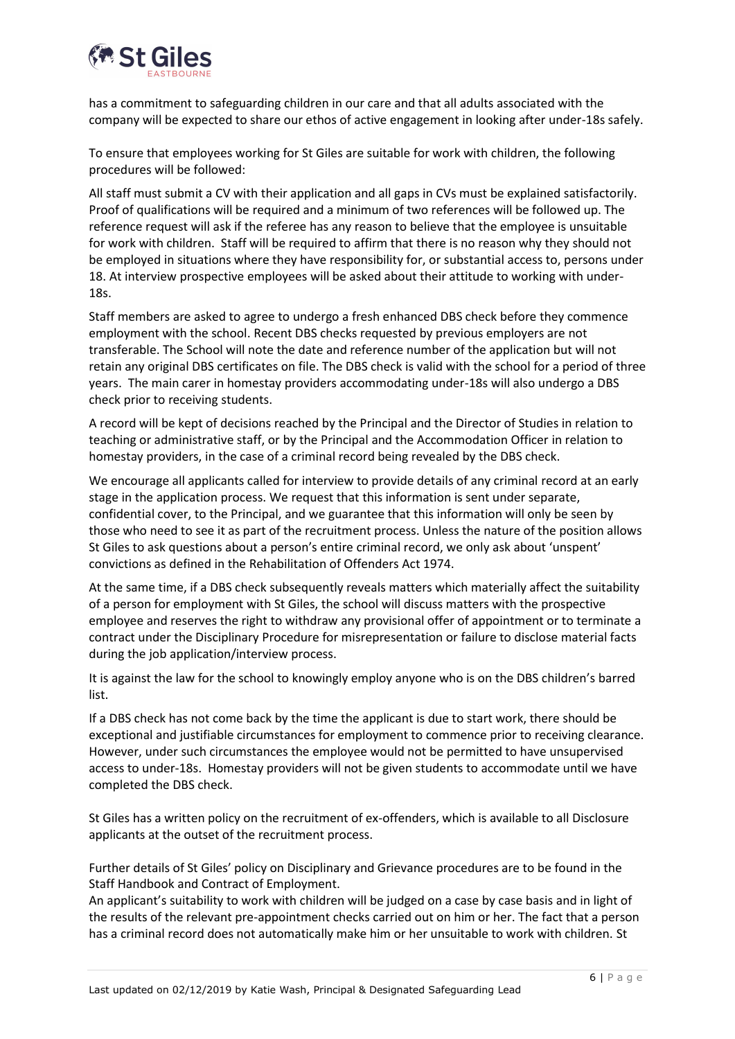has a commitment to safeguarding children in our care and that all adults associated with the company will be expected to share our ethos of active engagement in looking after under-18s safely.

To ensure that employees working for St Giles are suitable for work with children, the following procedures will be followed:

All staff must submit a CV with their application and all gaps in CVs must be explained satisfactorily. Proof of qualifications will be required and a minimum of two references will be followed up. The reference request will ask if the referee has any reason to believe that the employee is unsuitable for work with children. Staff will be required to affirm that there is no reason why they should not be employed in situations where they have responsibility for, or substantial access to, persons under 18. At interview prospective employees will be asked about their attitude to working with under-18s.

Staff members are asked to agree to undergo a fresh enhanced DBS check before they commence employment with the school. Recent DBS checks requested by previous employers are not transferable. The School will note the date and reference number of the application but will not retain any original DBS certificates on file. The DBS check is valid with the school for a period of three years. The main carer in homestay providers accommodating under-18s will also undergo a DBS check prior to receiving students.

A record will be kept of decisions reached by the Principal and the Director of Studies in relation to teaching or administrative staff, or by the Principal and the Accommodation Officer in relation to homestay providers, in the case of a criminal record being revealed by the DBS check.

We encourage all applicants called for interview to provide details of any criminal record at an early stage in the application process. We request that this information is sent under separate, confidential cover, to the Principal, and we guarantee that this information will only be seen by those who need to see it as part of the recruitment process. Unless the nature of the position allows St Giles to ask questions about a person's entire criminal record, we only ask about 'unspent' convictions as defined in the Rehabilitation of Offenders Act 1974.

At the same time, if a DBS check subsequently reveals matters which materially affect the suitability of a person for employment with St Giles, the school will discuss matters with the prospective employee and reserves the right to withdraw any provisional offer of appointment or to terminate a contract under the Disciplinary Procedure for misrepresentation or failure to disclose material facts during the job application/interview process.

It is against the law for the school to knowingly employ anyone who is on the DBS children's barred list.

If a DBS check has not come back by the time the applicant is due to start work, there should be exceptional and justifiable circumstances for employment to commence prior to receiving clearance. However, under such circumstances the employee would not be permitted to have unsupervised access to under-18s. Homestay providers will not be given students to accommodate until we have completed the DBS check.

St Giles has a written policy on the recruitment of ex-offenders, which is available to all Disclosure applicants at the outset of the recruitment process.

Further details of St Giles' policy on Disciplinary and Grievance procedures are to be found in the Staff Handbook and Contract of Employment.

An applicant's suitability to work with children will be judged on a case by case basis and in light of the results of the relevant pre-appointment checks carried out on him or her. The fact that a person has a criminal record does not automatically make him or her unsuitable to work with children. St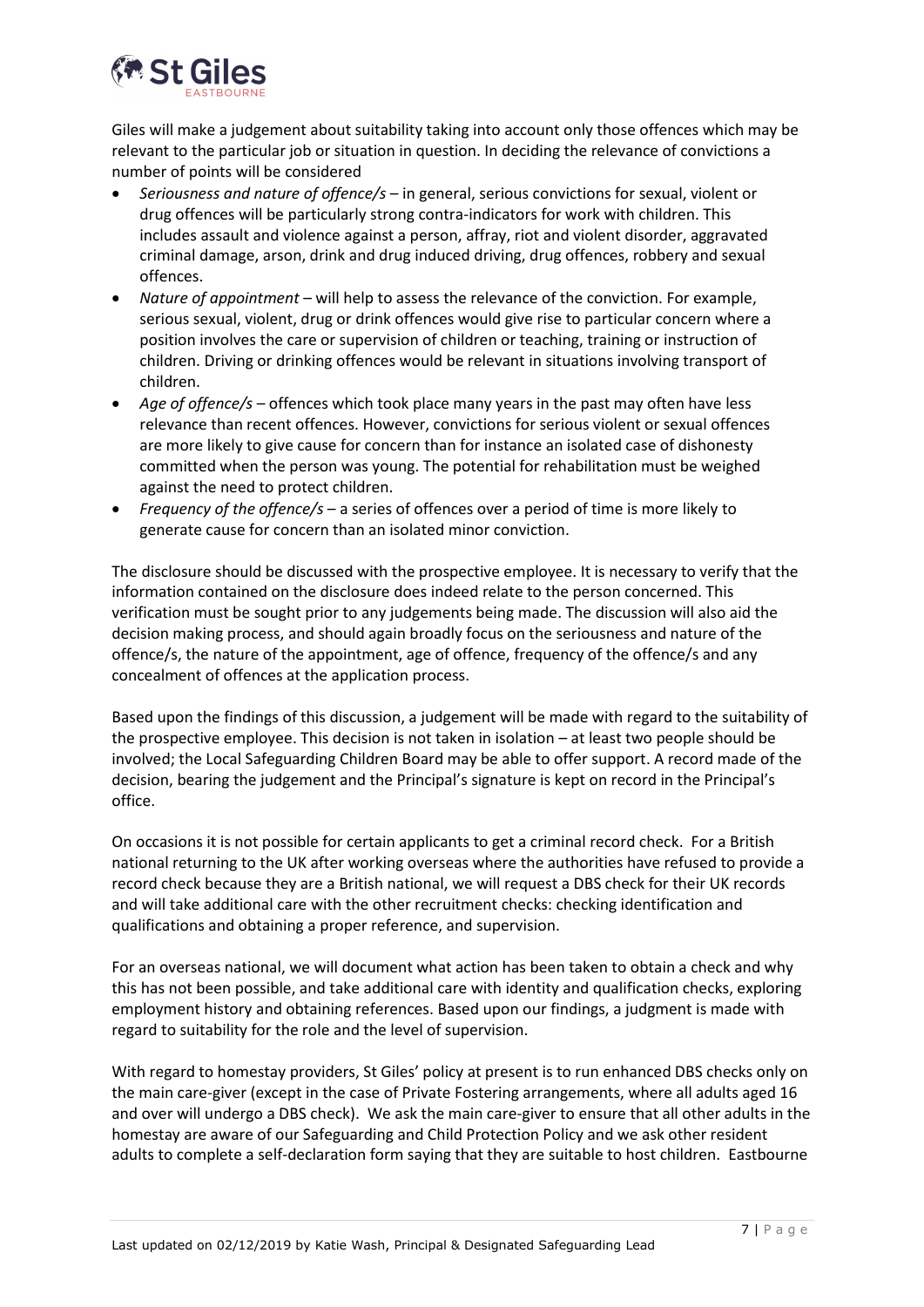Giles will make a judgement about suitability taking into account only those offences which may be relevant to the particular job or situation in question. In deciding the relevance of convictions a number of points will be considered

- *Seriousness and nature of offence/s* – in general, serious convictions for sexual, violent or drug offences will be particularly strong contra-indicators for work with children. This includes assault and violence against a person, affray, riot and violent disorder, aggravated criminal damage, arson, drink and drug induced driving, drug offences, robbery and sexual offences.
- *Nature of appointment* – will help to assess the relevance of the conviction. For example, serious sexual, violent, drug or drink offences would give rise to particular concern where a position involves the care or supervision of children or teaching, training or instruction of children. Driving or drinking offences would be relevant in situations involving transport of children.
- *Age of offence/s* – offences which took place many years in the past may often have less relevance than recent offences. However, convictions for serious violent or sexual offences are more likely to give cause for concern than for instance an isolated case of dishonesty committed when the person was young. The potential for rehabilitation must be weighed against the need to protect children.
- *Frequency of the offence/s* – a series of offences over a period of time is more likely to generate cause for concern than an isolated minor conviction.

The disclosure should be discussed with the prospective employee. It is necessary to verify that the information contained on the disclosure does indeed relate to the person concerned. This verification must be sought prior to any judgements being made. The discussion will also aid the decision making process, and should again broadly focus on the seriousness and nature of the offence/s, the nature of the appointment, age of offence, frequency of the offence/s and any concealment of offences at the application process.

Based upon the findings of this discussion, a judgement will be made with regard to the suitability of the prospective employee. This decision is not taken in isolation – at least two people should be involved; the Local Safeguarding Children Board may be able to offer support. A record made of the decision, bearing the judgement and the Principal's signature is kept on record in the Principal's office.

On occasions it is not possible for certain applicants to get a criminal record check. For a British national returning to the UK after working overseas where the authorities have refused to provide a record check because they are a British national, we will request a DBS check for their UK records and will take additional care with the other recruitment checks: checking identification and qualifications and obtaining a proper reference, and supervision.

For an overseas national, we will document what action has been taken to obtain a check and why this has not been possible, and take additional care with identity and qualification checks, exploring employment history and obtaining references. Based upon our findings, a judgment is made with regard to suitability for the role and the level of supervision.

With regard to homestay providers, St Giles' policy at present is to run enhanced DBS checks only on the main care-giver (except in the case of Private Fostering arrangements, where all adults aged 16 and over will undergo a DBS check). We ask the main care-giver to ensure that all other adults in the homestay are aware of our Safeguarding and Child Protection Policy and we ask other resident adults to complete a self-declaration form saying that they are suitable to host children. Eastbourne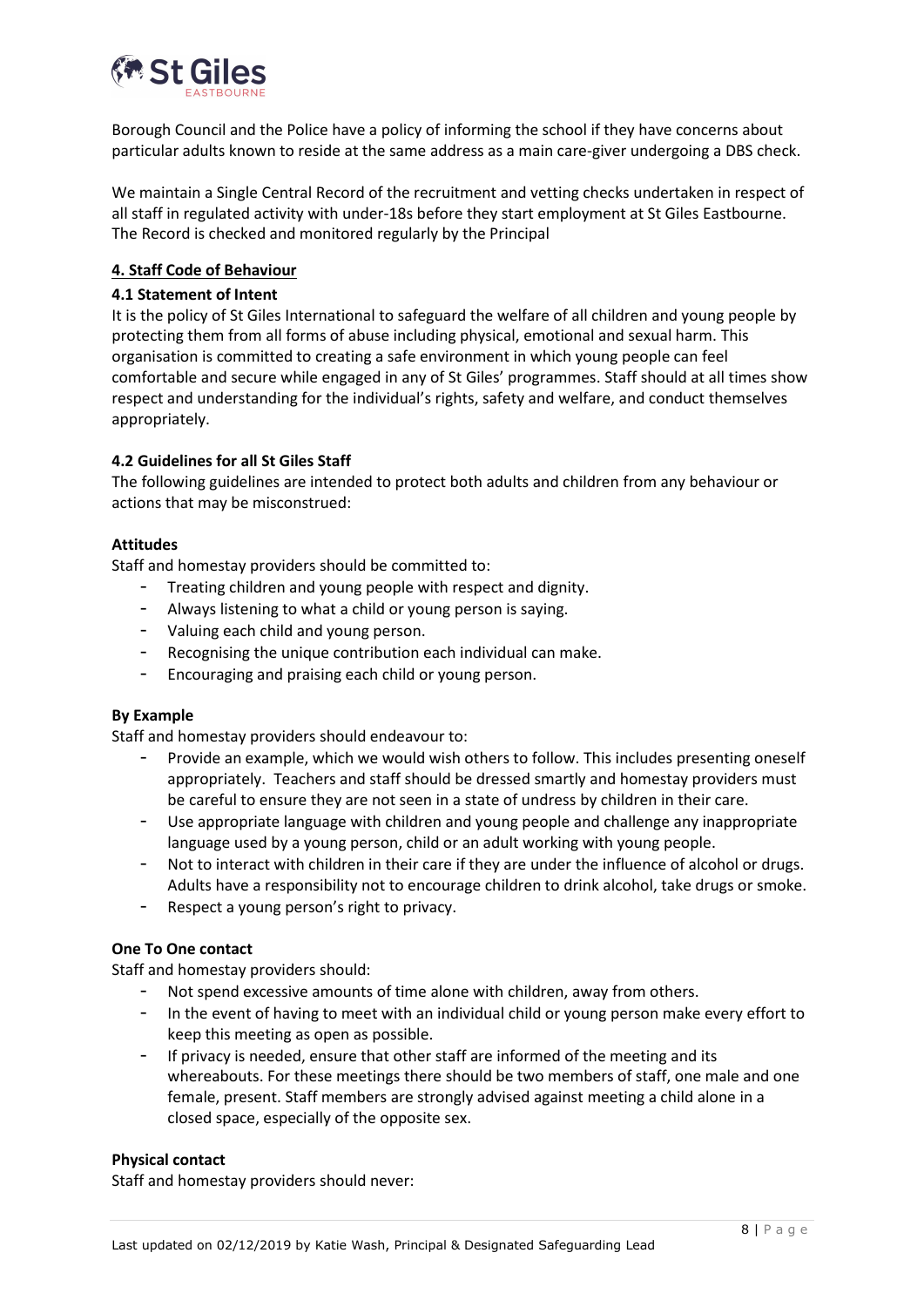Borough Council and the Police have a policy of informing the school if they have concerns about particular adults known to reside at the same address as a main care-giver undergoing a DBS check.

We maintain a Single Central Record of the recruitment and vetting checks undertaken in respect of all staff in regulated activity with under-18s before they start employment at St Giles Eastbourne. The Record is checked and monitored regularly by the Principal

## 4. Staff Code of Behaviour

### 4.1 Statement of Intent

It is the policy of St Giles International to safeguard the welfare of all children and young people by protecting them from all forms of abuse including physical, emotional and sexual harm. This organisation is committed to creating a safe environment in which young people can feel comfortable and secure while engaged in any of St Giles' programmes. Staff should at all times show respect and understanding for the individual's rights, safety and welfare, and conduct themselves appropriately.

### 4.2 Guidelines for all St Giles Staff

The following guidelines are intended to protect both adults and children from any behaviour or actions that may be misconstrued:

**Attitudes**

Staff and homestay providers should be committed to:

- Treating children and young people with respect and dignity.
- Always listening to what a child or young person is saying.
- Valuing each child and young person.
- Recognising the unique contribution each individual can make.
- Encouraging and praising each child or young person.

**By Example**

Staff and homestay providers should endeavour to:

- Provide an example, which we would wish others to follow. This includes presenting oneself appropriately. Teachers and staff should be dressed smartly and homestay providers must be careful to ensure they are not seen in a state of undress by children in their care.
- Use appropriate language with children and young people and challenge any inappropriate language used by a young person, child or an adult working with young people.
- Not to interact with children in their care if they are under the influence of alcohol or drugs. Adults have a responsibility not to encourage children to drink alcohol, take drugs or smoke.
- Respect a young person's right to privacy.

**One To One contact**

Staff and homestay providers should:

- Not spend excessive amounts of time alone with children, away from others.
- In the event of having to meet with an individual child or young person make every effort to keep this meeting as open as possible.
- If privacy is needed, ensure that other staff are informed of the meeting and its whereabouts. For these meetings there should be two members of staff, one male and one female, present. Staff members are strongly advised against meeting a child alone in a closed space, especially of the opposite sex.

**Physical contact**

Staff and homestay providers should never: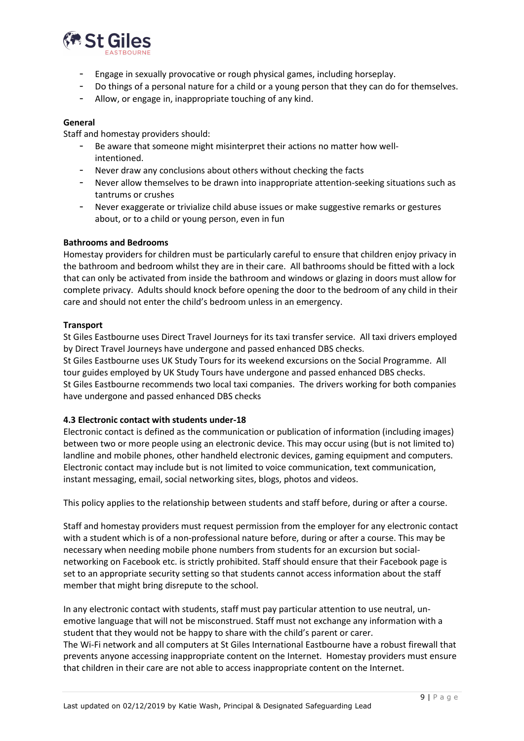- Engage in sexually provocative or rough physical games, including horseplay.
- Do things of a personal nature for a child or a young person that they can do for themselves.
- Allow, or engage in, inappropriate touching of any kind.

**General**

Staff and homestay providers should:

- Be aware that someone might misinterpret their actions no matter how well-intentioned.
- Never draw any conclusions about others without checking the facts
- Never allow themselves to be drawn into inappropriate attention-seeking situations such as tantrums or crushes
- Never exaggerate or trivialize child abuse issues or make suggestive remarks or gestures about, or to a child or young person, even in fun

**Bathrooms and Bedrooms**

Homestay providers for children must be particularly careful to ensure that children enjoy privacy in the bathroom and bedroom whilst they are in their care. All bathrooms should be fitted with a lock that can only be activated from inside the bathroom and windows or glazing in doors must allow for complete privacy. Adults should knock before opening the door to the bedroom of any child in their care and should not enter the child's bedroom unless in an emergency.

**Transport**

St Giles Eastbourne uses Direct Travel Journeys for its taxi transfer service. All taxi drivers employed by Direct Travel Journeys have undergone and passed enhanced DBS checks.
St Giles Eastbourne uses UK Study Tours for its weekend excursions on the Social Programme. All tour guides employed by UK Study Tours have undergone and passed enhanced DBS checks.
St Giles Eastbourne recommends two local taxi companies. The drivers working for both companies have undergone and passed enhanced DBS checks

**4.3 Electronic contact with students under-18**

Electronic contact is defined as the communication or publication of information (including images) between two or more people using an electronic device. This may occur using (but is not limited to) landline and mobile phones, other handheld electronic devices, gaming equipment and computers. Electronic contact may include but is not limited to voice communication, text communication, instant messaging, email, social networking sites, blogs, photos and videos.

This policy applies to the relationship between students and staff before, during or after a course.

Staff and homestay providers must request permission from the employer for any electronic contact with a student which is of a non-professional nature before, during or after a course. This may be necessary when needing mobile phone numbers from students for an excursion but social-networking on Facebook etc. is strictly prohibited. Staff should ensure that their Facebook page is set to an appropriate security setting so that students cannot access information about the staff member that might bring disrepute to the school.

In any electronic contact with students, staff must pay particular attention to use neutral, un-emotive language that will not be misconstrued. Staff must not exchange any information with a student that they would not be happy to share with the child's parent or carer.
The Wi-Fi network and all computers at St Giles International Eastbourne have a robust firewall that prevents anyone accessing inappropriate content on the Internet. Homestay providers must ensure that children in their care are not able to access inappropriate content on the Internet.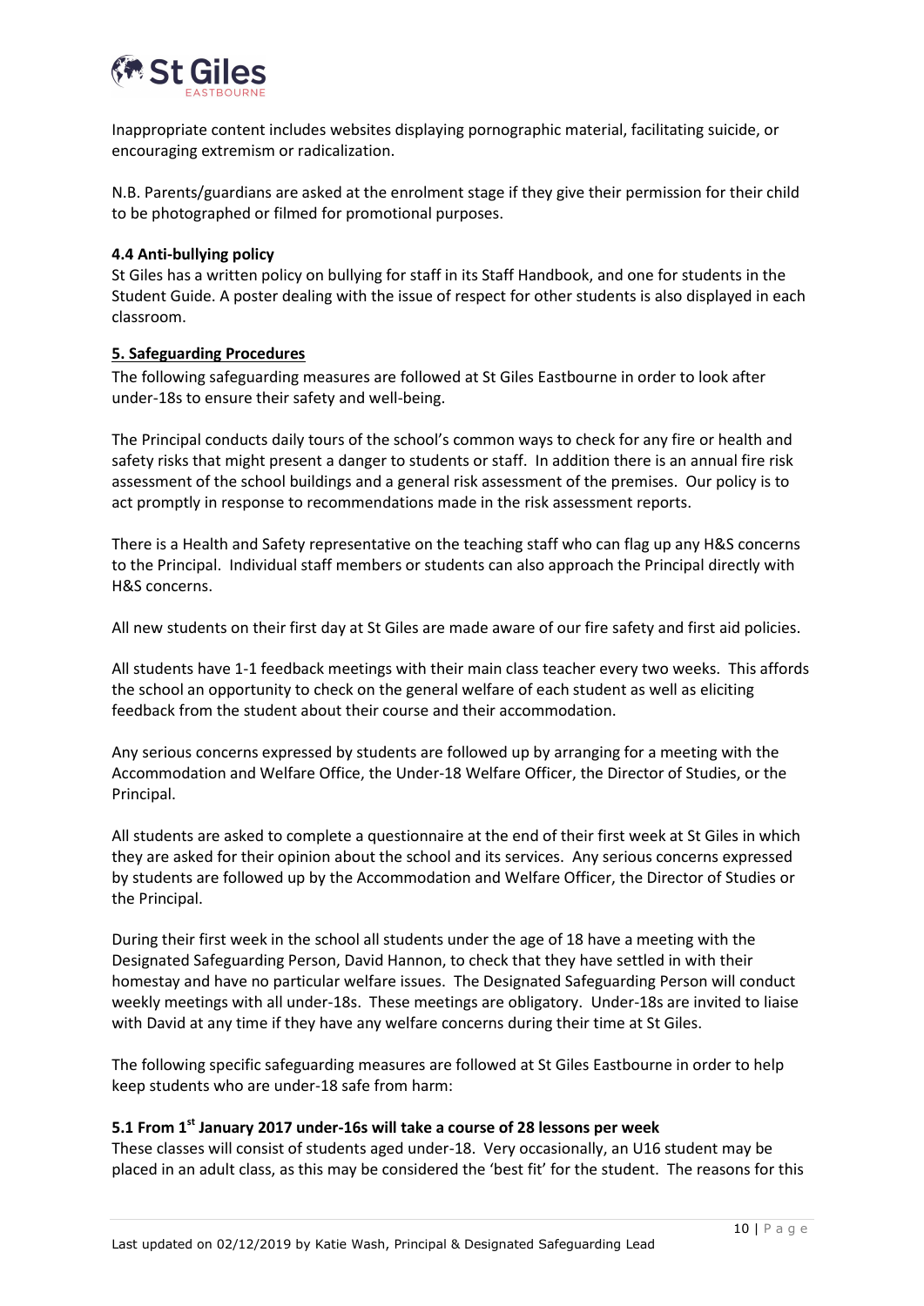Inappropriate content includes websites displaying pornographic material, facilitating suicide, or encouraging extremism or radicalization.

N.B. Parents/guardians are asked at the enrolment stage if they give their permission for their child to be photographed or filmed for promotional purposes.

### 4.4 Anti-bullying policy

St Giles has a written policy on bullying for staff in its Staff Handbook, and one for students in the Student Guide. A poster dealing with the issue of respect for other students is also displayed in each classroom.

## 5. Safeguarding Procedures

The following safeguarding measures are followed at St Giles Eastbourne in order to look after under-18s to ensure their safety and well-being.

The Principal conducts daily tours of the school's common ways to check for any fire or health and safety risks that might present a danger to students or staff. In addition there is an annual fire risk assessment of the school buildings and a general risk assessment of the premises. Our policy is to act promptly in response to recommendations made in the risk assessment reports.

There is a Health and Safety representative on the teaching staff who can flag up any H&S concerns to the Principal. Individual staff members or students can also approach the Principal directly with H&S concerns.

All new students on their first day at St Giles are made aware of our fire safety and first aid policies.

All students have 1-1 feedback meetings with their main class teacher every two weeks. This affords the school an opportunity to check on the general welfare of each student as well as eliciting feedback from the student about their course and their accommodation.

Any serious concerns expressed by students are followed up by arranging for a meeting with the Accommodation and Welfare Office, the Under-18 Welfare Officer, the Director of Studies, or the Principal.

All students are asked to complete a questionnaire at the end of their first week at St Giles in which they are asked for their opinion about the school and its services. Any serious concerns expressed by students are followed up by the Accommodation and Welfare Officer, the Director of Studies or the Principal.

During their first week in the school all students under the age of 18 have a meeting with the Designated Safeguarding Person, David Hannon, to check that they have settled in with their homestay and have no particular welfare issues. The Designated Safeguarding Person will conduct weekly meetings with all under-18s. These meetings are obligatory. Under-18s are invited to liaise with David at any time if they have any welfare concerns during their time at St Giles.

The following specific safeguarding measures are followed at St Giles Eastbourne in order to help keep students who are under-18 safe from harm:

### 5.1 From 1st January 2017 under-16s will take a course of 28 lessons per week

These classes will consist of students aged under-18. Very occasionally, an U16 student may be placed in an adult class, as this may be considered the 'best fit' for the student. The reasons for this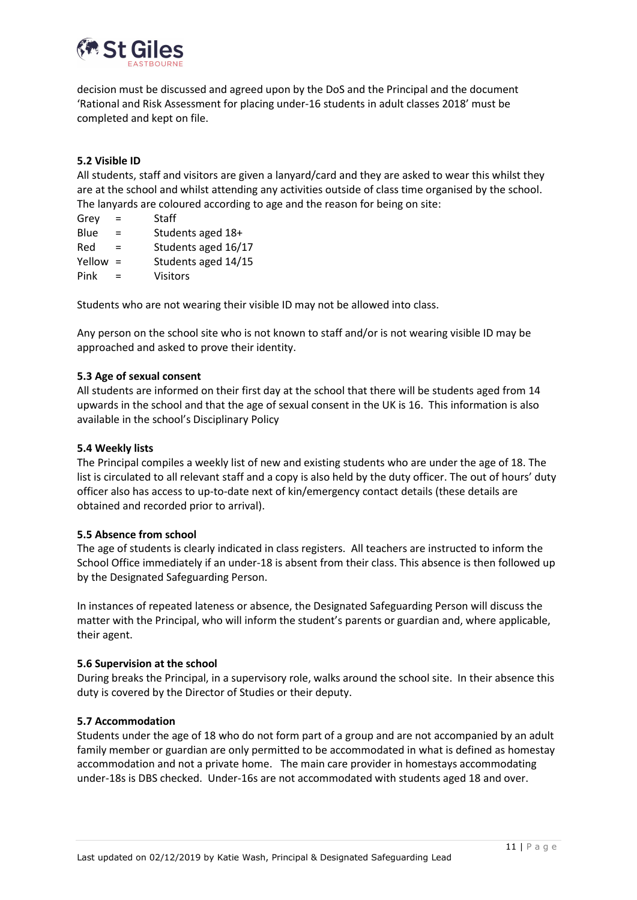decision must be discussed and agreed upon by the DoS and the Principal and the document 'Rational and Risk Assessment for placing under-16 students in adult classes 2018' must be completed and kept on file.

### 5.2 Visible ID

All students, staff and visitors are given a lanyard/card and they are asked to wear this whilst they are at the school and whilst attending any activities outside of class time organised by the school. The lanyards are coloured according to age and the reason for being on site:

| | | |
|---|---|---|
| Grey | = | Staff |
| Blue | = | Students aged 18+ |
| Red | = | Students aged 16/17 |
| Yellow | = | Students aged 14/15 |
| Pink | = | Visitors |

Students who are not wearing their visible ID may not be allowed into class.

Any person on the school site who is not known to staff and/or is not wearing visible ID may be approached and asked to prove their identity.

### 5.3 Age of sexual consent

All students are informed on their first day at the school that there will be students aged from 14 upwards in the school and that the age of sexual consent in the UK is 16. This information is also available in the school's Disciplinary Policy

### 5.4 Weekly lists

The Principal compiles a weekly list of new and existing students who are under the age of 18. The list is circulated to all relevant staff and a copy is also held by the duty officer. The out of hours' duty officer also has access to up-to-date next of kin/emergency contact details (these details are obtained and recorded prior to arrival).

### 5.5 Absence from school

The age of students is clearly indicated in class registers. All teachers are instructed to inform the School Office immediately if an under-18 is absent from their class. This absence is then followed up by the Designated Safeguarding Person.

In instances of repeated lateness or absence, the Designated Safeguarding Person will discuss the matter with the Principal, who will inform the student's parents or guardian and, where applicable, their agent.

### 5.6 Supervision at the school

During breaks the Principal, in a supervisory role, walks around the school site. In their absence this duty is covered by the Director of Studies or their deputy.

### 5.7 Accommodation

Students under the age of 18 who do not form part of a group and are not accompanied by an adult family member or guardian are only permitted to be accommodated in what is defined as homestay accommodation and not a private home. The main care provider in homestays accommodating under-18s is DBS checked. Under-16s are not accommodated with students aged 18 and over.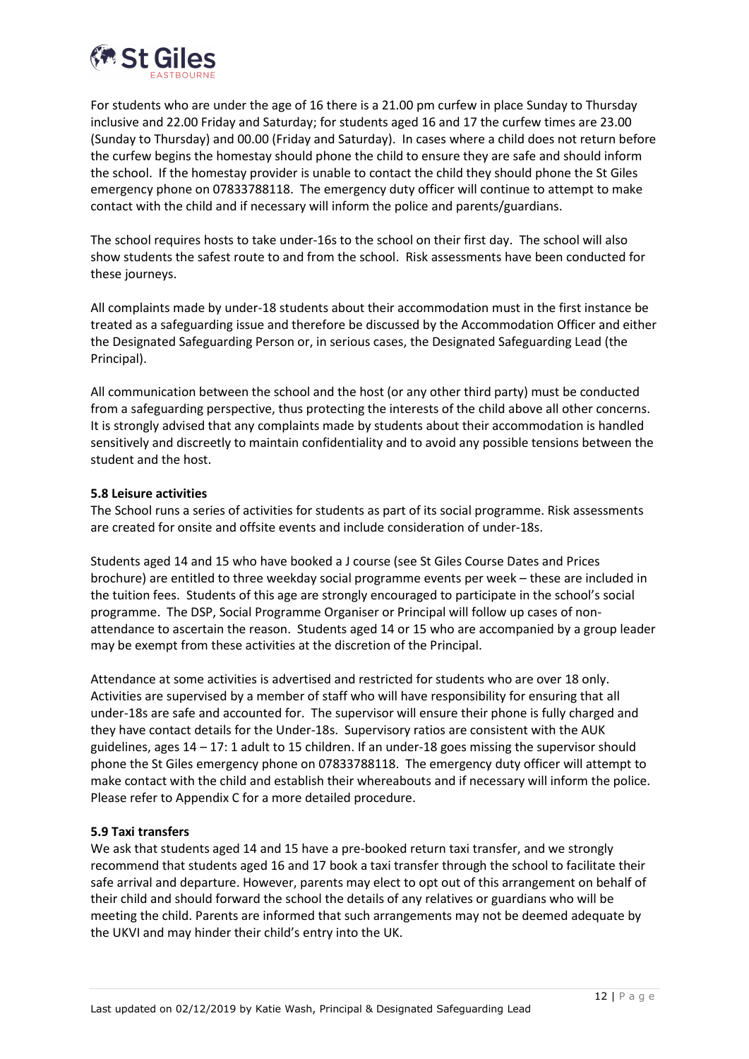For students who are under the age of 16 there is a 21.00 pm curfew in place Sunday to Thursday inclusive and 22.00 Friday and Saturday; for students aged 16 and 17 the curfew times are 23.00 (Sunday to Thursday) and 00.00 (Friday and Saturday). In cases where a child does not return before the curfew begins the homestay should phone the child to ensure they are safe and should inform the school. If the homestay provider is unable to contact the child they should phone the St Giles emergency phone on 07833788118. The emergency duty officer will continue to attempt to make contact with the child and if necessary will inform the police and parents/guardians.

The school requires hosts to take under-16s to the school on their first day. The school will also show students the safest route to and from the school. Risk assessments have been conducted for these journeys.

All complaints made by under-18 students about their accommodation must in the first instance be treated as a safeguarding issue and therefore be discussed by the Accommodation Officer and either the Designated Safeguarding Person or, in serious cases, the Designated Safeguarding Lead (the Principal).

All communication between the school and the host (or any other third party) must be conducted from a safeguarding perspective, thus protecting the interests of the child above all other concerns. It is strongly advised that any complaints made by students about their accommodation is handled sensitively and discreetly to maintain confidentiality and to avoid any possible tensions between the student and the host.

**5.8 Leisure activities**

The School runs a series of activities for students as part of its social programme. Risk assessments are created for onsite and offsite events and include consideration of under-18s.

Students aged 14 and 15 who have booked a J course (see St Giles Course Dates and Prices brochure) are entitled to three weekday social programme events per week – these are included in the tuition fees. Students of this age are strongly encouraged to participate in the school's social programme. The DSP, Social Programme Organiser or Principal will follow up cases of non-attendance to ascertain the reason. Students aged 14 or 15 who are accompanied by a group leader may be exempt from these activities at the discretion of the Principal.

Attendance at some activities is advertised and restricted for students who are over 18 only. Activities are supervised by a member of staff who will have responsibility for ensuring that all under-18s are safe and accounted for. The supervisor will ensure their phone is fully charged and they have contact details for the Under-18s. Supervisory ratios are consistent with the AUK guidelines, ages 14 – 17: 1 adult to 15 children. If an under-18 goes missing the supervisor should phone the St Giles emergency phone on 07833788118. The emergency duty officer will attempt to make contact with the child and establish their whereabouts and if necessary will inform the police. Please refer to Appendix C for a more detailed procedure.

**5.9 Taxi transfers**

We ask that students aged 14 and 15 have a pre-booked return taxi transfer, and we strongly recommend that students aged 16 and 17 book a taxi transfer through the school to facilitate their safe arrival and departure. However, parents may elect to opt out of this arrangement on behalf of their child and should forward the school the details of any relatives or guardians who will be meeting the child. Parents are informed that such arrangements may not be deemed adequate by the UKVI and may hinder their child's entry into the UK.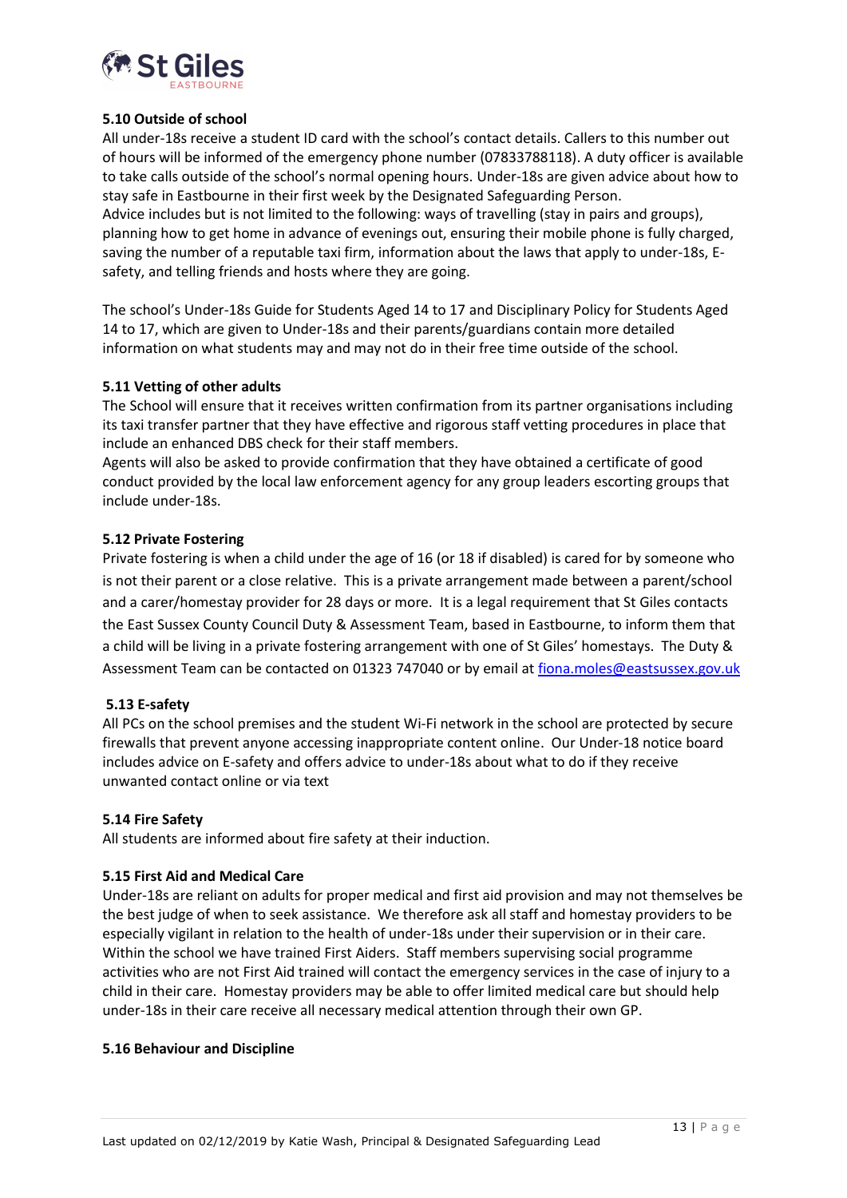### 5.10 Outside of school

All under-18s receive a student ID card with the school's contact details. Callers to this number out of hours will be informed of the emergency phone number (07833788118). A duty officer is available to take calls outside of the school's normal opening hours. Under-18s are given advice about how to stay safe in Eastbourne in their first week by the Designated Safeguarding Person.
Advice includes but is not limited to the following: ways of travelling (stay in pairs and groups), planning how to get home in advance of evenings out, ensuring their mobile phone is fully charged, saving the number of a reputable taxi firm, information about the laws that apply to under-18s, E-safety, and telling friends and hosts where they are going.

The school's Under-18s Guide for Students Aged 14 to 17 and Disciplinary Policy for Students Aged 14 to 17, which are given to Under-18s and their parents/guardians contain more detailed information on what students may and may not do in their free time outside of the school.

### 5.11 Vetting of other adults

The School will ensure that it receives written confirmation from its partner organisations including its taxi transfer partner that they have effective and rigorous staff vetting procedures in place that include an enhanced DBS check for their staff members.
Agents will also be asked to provide confirmation that they have obtained a certificate of good conduct provided by the local law enforcement agency for any group leaders escorting groups that include under-18s.

### 5.12 Private Fostering

Private fostering is when a child under the age of 16 (or 18 if disabled) is cared for by someone who is not their parent or a close relative. This is a private arrangement made between a parent/school and a carer/homestay provider for 28 days or more. It is a legal requirement that St Giles contacts the East Sussex County Council Duty & Assessment Team, based in Eastbourne, to inform them that a child will be living in a private fostering arrangement with one of St Giles' homestays. The Duty & Assessment Team can be contacted on 01323 747040 or by email at fiona.moles@eastsussex.gov.uk

### 5.13 E-safety

All PCs on the school premises and the student Wi-Fi network in the school are protected by secure firewalls that prevent anyone accessing inappropriate content online. Our Under-18 notice board includes advice on E-safety and offers advice to under-18s about what to do if they receive unwanted contact online or via text

### 5.14 Fire Safety

All students are informed about fire safety at their induction.

### 5.15 First Aid and Medical Care

Under-18s are reliant on adults for proper medical and first aid provision and may not themselves be the best judge of when to seek assistance. We therefore ask all staff and homestay providers to be especially vigilant in relation to the health of under-18s under their supervision or in their care. Within the school we have trained First Aiders. Staff members supervising social programme activities who are not First Aid trained will contact the emergency services in the case of injury to a child in their care. Homestay providers may be able to offer limited medical care but should help under-18s in their care receive all necessary medical attention through their own GP.

### 5.16 Behaviour and Discipline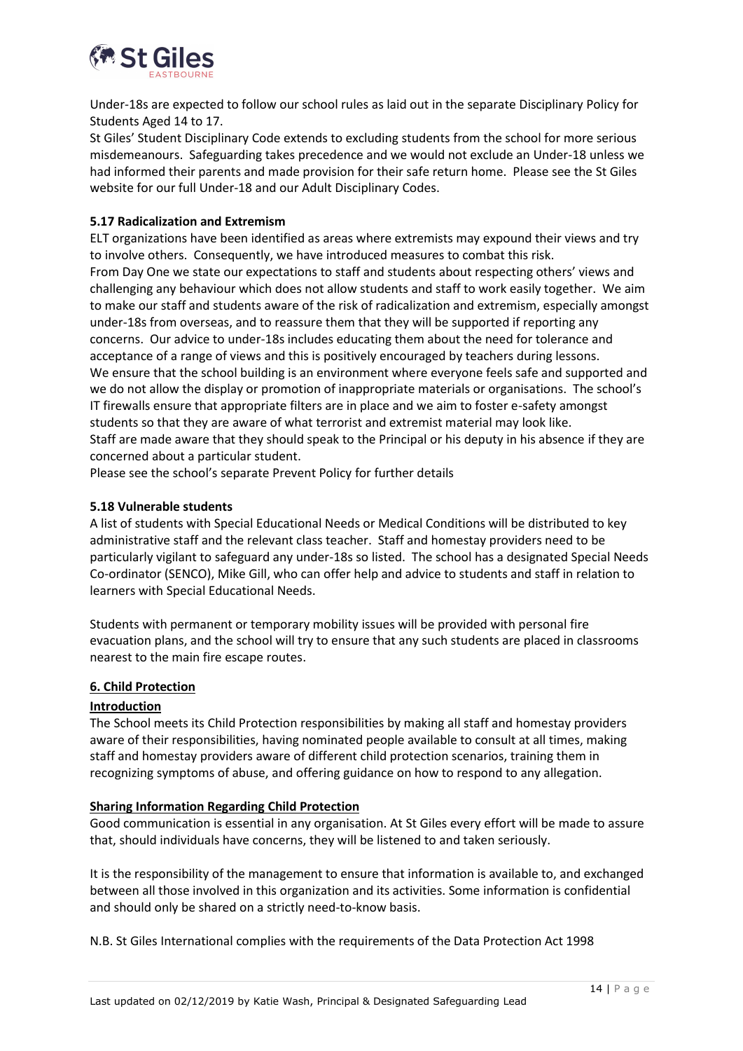Under-18s are expected to follow our school rules as laid out in the separate Disciplinary Policy for Students Aged 14 to 17.

St Giles' Student Disciplinary Code extends to excluding students from the school for more serious misdemeanours. Safeguarding takes precedence and we would not exclude an Under-18 unless we had informed their parents and made provision for their safe return home. Please see the St Giles website for our full Under-18 and our Adult Disciplinary Codes.

**5.17 Radicalization and Extremism**

ELT organizations have been identified as areas where extremists may expound their views and try to involve others. Consequently, we have introduced measures to combat this risk.

From Day One we state our expectations to staff and students about respecting others' views and challenging any behaviour which does not allow students and staff to work easily together. We aim to make our staff and students aware of the risk of radicalization and extremism, especially amongst under-18s from overseas, and to reassure them that they will be supported if reporting any concerns. Our advice to under-18s includes educating them about the need for tolerance and acceptance of a range of views and this is positively encouraged by teachers during lessons.

We ensure that the school building is an environment where everyone feels safe and supported and we do not allow the display or promotion of inappropriate materials or organisations. The school's IT firewalls ensure that appropriate filters are in place and we aim to foster e-safety amongst students so that they are aware of what terrorist and extremist material may look like.

Staff are made aware that they should speak to the Principal or his deputy in his absence if they are concerned about a particular student.

Please see the school's separate Prevent Policy for further details

**5.18 Vulnerable students**

A list of students with Special Educational Needs or Medical Conditions will be distributed to key administrative staff and the relevant class teacher. Staff and homestay providers need to be particularly vigilant to safeguard any under-18s so listed. The school has a designated Special Needs Co-ordinator (SENCO), Mike Gill, who can offer help and advice to students and staff in relation to learners with Special Educational Needs.

Students with permanent or temporary mobility issues will be provided with personal fire evacuation plans, and the school will try to ensure that any such students are placed in classrooms nearest to the main fire escape routes.

## 6. Child Protection

### Introduction

The School meets its Child Protection responsibilities by making all staff and homestay providers aware of their responsibilities, having nominated people available to consult at all times, making staff and homestay providers aware of different child protection scenarios, training them in recognizing symptoms of abuse, and offering guidance on how to respond to any allegation.

### Sharing Information Regarding Child Protection

Good communication is essential in any organisation. At St Giles every effort will be made to assure that, should individuals have concerns, they will be listened to and taken seriously.

It is the responsibility of the management to ensure that information is available to, and exchanged between all those involved in this organization and its activities. Some information is confidential and should only be shared on a strictly need-to-know basis.

N.B. St Giles International complies with the requirements of the Data Protection Act 1998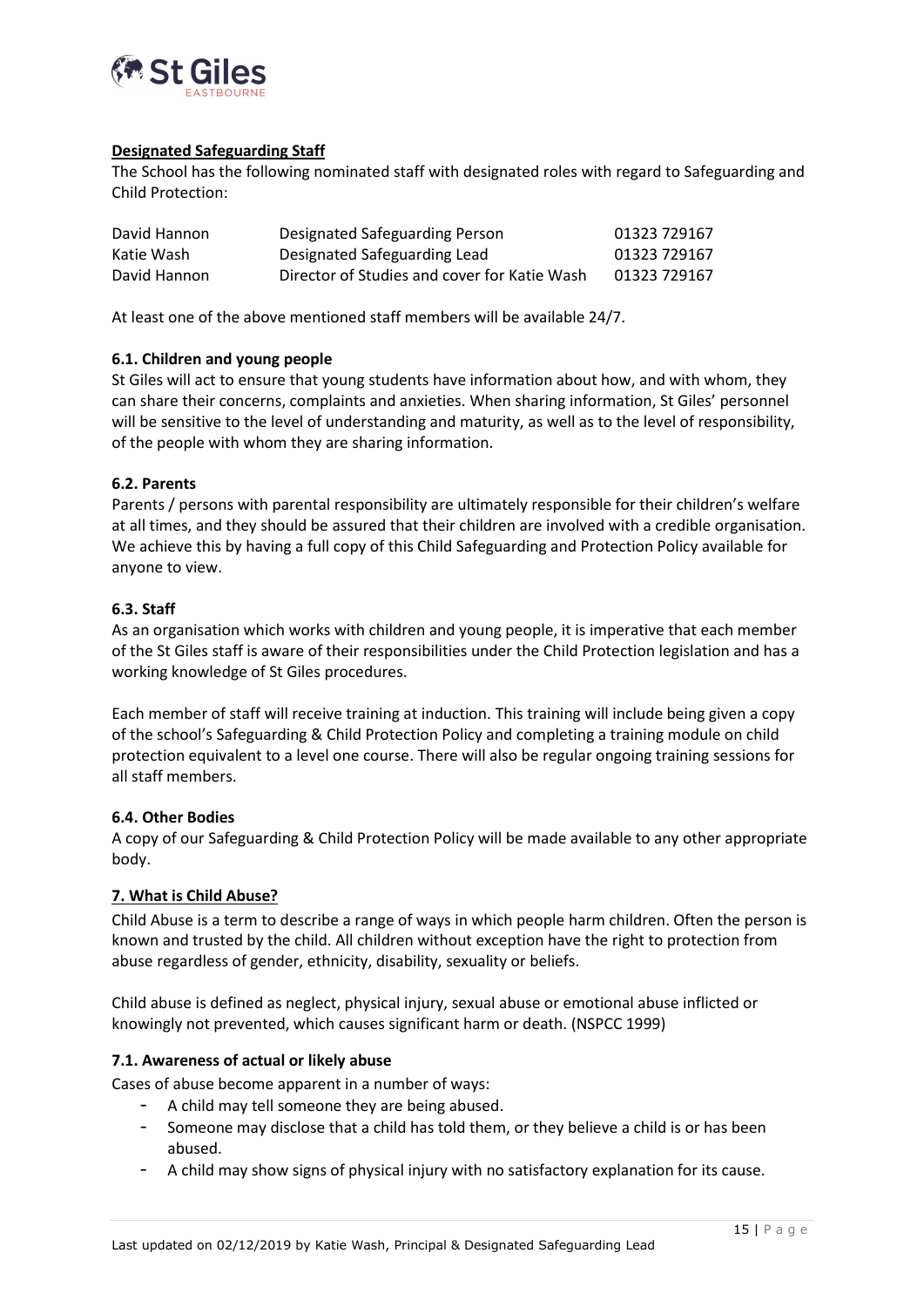**Designated Safeguarding Staff**

The School has the following nominated staff with designated roles with regard to Safeguarding and Child Protection:

| | | |
|---|---|---|
| David Hannon | Designated Safeguarding Person | 01323 729167 |
| Katie Wash | Designated Safeguarding Lead | 01323 729167 |
| David Hannon | Director of Studies and cover for Katie Wash | 01323 729167 |

At least one of the above mentioned staff members will be available 24/7.

### 6.1. Children and young people

St Giles will act to ensure that young students have information about how, and with whom, they can share their concerns, complaints and anxieties. When sharing information, St Giles' personnel will be sensitive to the level of understanding and maturity, as well as to the level of responsibility, of the people with whom they are sharing information.

### 6.2. Parents

Parents / persons with parental responsibility are ultimately responsible for their children's welfare at all times, and they should be assured that their children are involved with a credible organisation. We achieve this by having a full copy of this Child Safeguarding and Protection Policy available for anyone to view.

### 6.3. Staff

As an organisation which works with children and young people, it is imperative that each member of the St Giles staff is aware of their responsibilities under the Child Protection legislation and has a working knowledge of St Giles procedures.

Each member of staff will receive training at induction. This training will include being given a copy of the school's Safeguarding & Child Protection Policy and completing a training module on child protection equivalent to a level one course. There will also be regular ongoing training sessions for all staff members.

### 6.4. Other Bodies

A copy of our Safeguarding & Child Protection Policy will be made available to any other appropriate body.

## 7. What is Child Abuse?

Child Abuse is a term to describe a range of ways in which people harm children. Often the person is known and trusted by the child. All children without exception have the right to protection from abuse regardless of gender, ethnicity, disability, sexuality or beliefs.

Child abuse is defined as neglect, physical injury, sexual abuse or emotional abuse inflicted or knowingly not prevented, which causes significant harm or death. (NSPCC 1999)

### 7.1. Awareness of actual or likely abuse

Cases of abuse become apparent in a number of ways:

- A child may tell someone they are being abused.
- Someone may disclose that a child has told them, or they believe a child is or has been abused.
- A child may show signs of physical injury with no satisfactory explanation for its cause.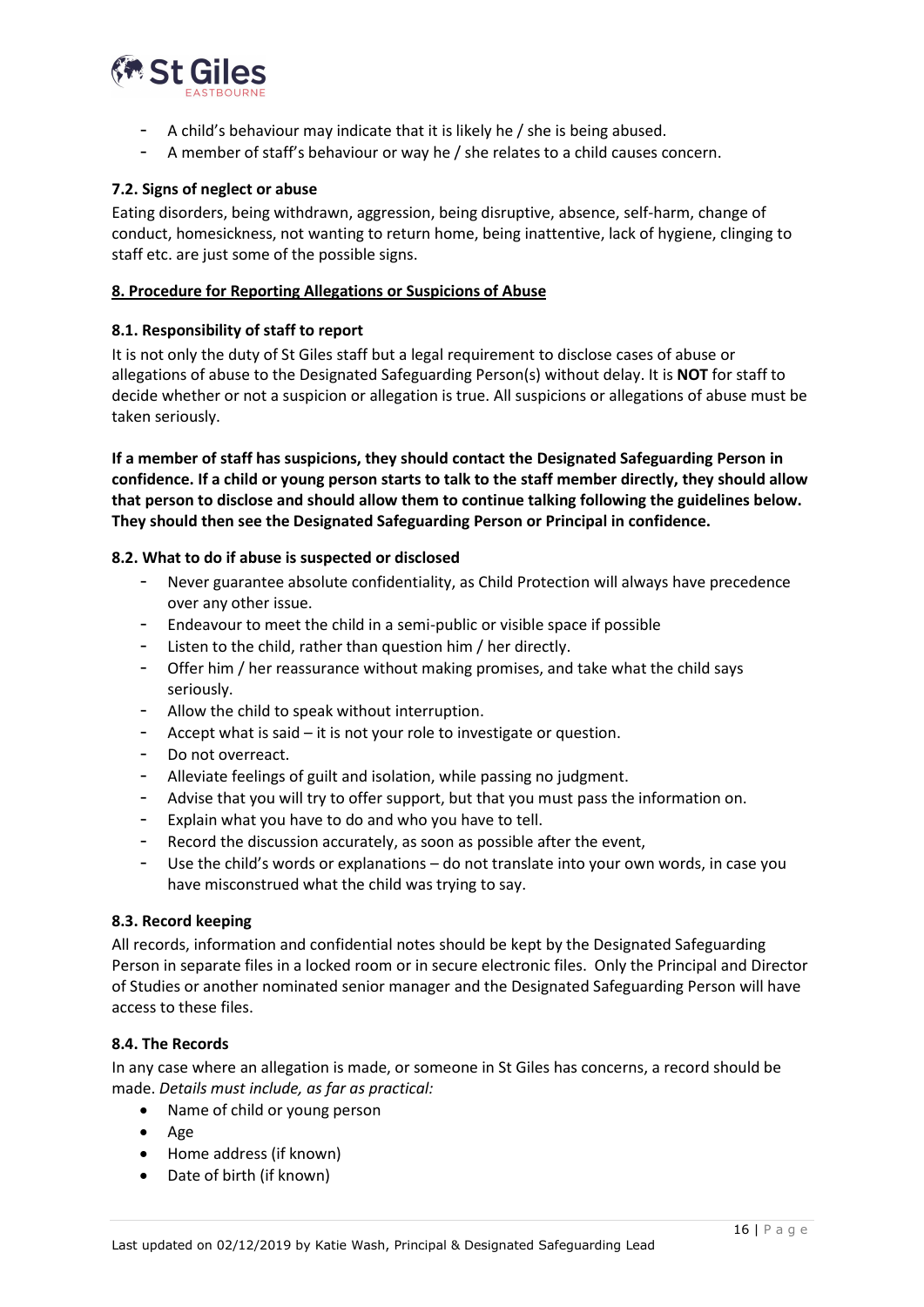- A child's behaviour may indicate that it is likely he / she is being abused.
- A member of staff's behaviour or way he / she relates to a child causes concern.

#### 7.2. Signs of neglect or abuse

Eating disorders, being withdrawn, aggression, being disruptive, absence, self-harm, change of conduct, homesickness, not wanting to return home, being inattentive, lack of hygiene, clinging to staff etc. are just some of the possible signs.

## 8. Procedure for Reporting Allegations or Suspicions of Abuse

#### 8.1. Responsibility of staff to report

It is not only the duty of St Giles staff but a legal requirement to disclose cases of abuse or allegations of abuse to the Designated Safeguarding Person(s) without delay. It is **NOT** for staff to decide whether or not a suspicion or allegation is true. All suspicions or allegations of abuse must be taken seriously.

**If a member of staff has suspicions, they should contact the Designated Safeguarding Person in confidence. If a child or young person starts to talk to the staff member directly, they should allow that person to disclose and should allow them to continue talking following the guidelines below. They should then see the Designated Safeguarding Person or Principal in confidence.**

#### 8.2. What to do if abuse is suspected or disclosed

- Never guarantee absolute confidentiality, as Child Protection will always have precedence over any other issue.
- Endeavour to meet the child in a semi-public or visible space if possible
- Listen to the child, rather than question him / her directly.
- Offer him / her reassurance without making promises, and take what the child says seriously.
- Allow the child to speak without interruption.
- Accept what is said – it is not your role to investigate or question.
- Do not overreact.
- Alleviate feelings of guilt and isolation, while passing no judgment.
- Advise that you will try to offer support, but that you must pass the information on.
- Explain what you have to do and who you have to tell.
- Record the discussion accurately, as soon as possible after the event,
- Use the child's words or explanations – do not translate into your own words, in case you have misconstrued what the child was trying to say.

#### 8.3. Record keeping

All records, information and confidential notes should be kept by the Designated Safeguarding Person in separate files in a locked room or in secure electronic files. Only the Principal and Director of Studies or another nominated senior manager and the Designated Safeguarding Person will have access to these files.

#### 8.4. The Records

In any case where an allegation is made, or someone in St Giles has concerns, a record should be made. *Details must include, as far as practical:*

- Name of child or young person
- Age
- Home address (if known)
- Date of birth (if known)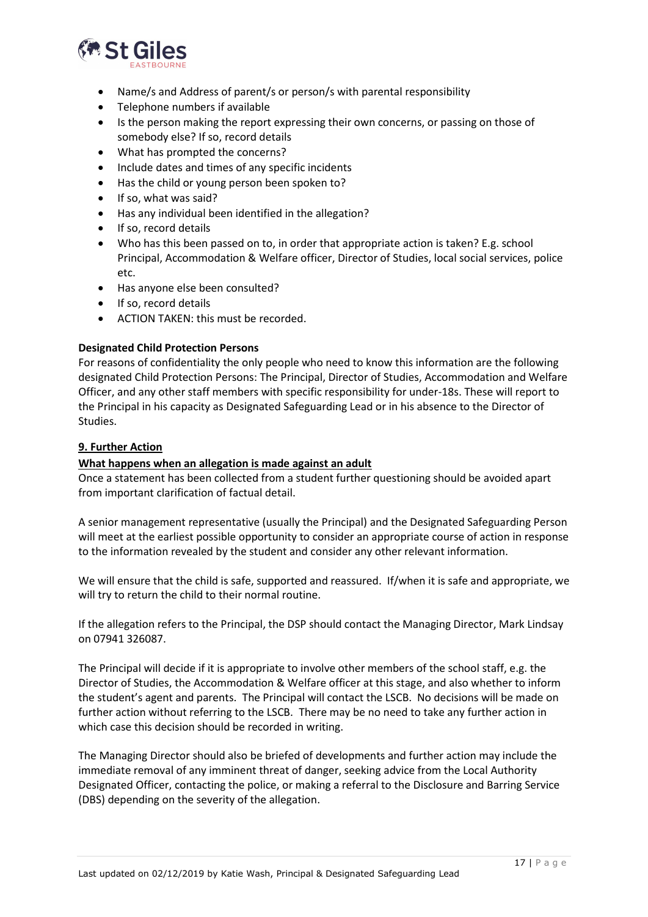- Name/s and Address of parent/s or person/s with parental responsibility
- Telephone numbers if available
- Is the person making the report expressing their own concerns, or passing on those of somebody else? If so, record details
- What has prompted the concerns?
- Include dates and times of any specific incidents
- Has the child or young person been spoken to?
- If so, what was said?
- Has any individual been identified in the allegation?
- If so, record details
- Who has this been passed on to, in order that appropriate action is taken? E.g. school Principal, Accommodation & Welfare officer, Director of Studies, local social services, police etc.
- Has anyone else been consulted?
- If so, record details
- ACTION TAKEN: this must be recorded.

**Designated Child Protection Persons**

For reasons of confidentiality the only people who need to know this information are the following designated Child Protection Persons: The Principal, Director of Studies, Accommodation and Welfare Officer, and any other staff members with specific responsibility for under-18s. These will report to the Principal in his capacity as Designated Safeguarding Lead or in his absence to the Director of Studies.

## 9. Further Action

### What happens when an allegation is made against an adult

Once a statement has been collected from a student further questioning should be avoided apart from important clarification of factual detail.

A senior management representative (usually the Principal) and the Designated Safeguarding Person will meet at the earliest possible opportunity to consider an appropriate course of action in response to the information revealed by the student and consider any other relevant information.

We will ensure that the child is safe, supported and reassured. If/when it is safe and appropriate, we will try to return the child to their normal routine.

If the allegation refers to the Principal, the DSP should contact the Managing Director, Mark Lindsay on 07941 326087.

The Principal will decide if it is appropriate to involve other members of the school staff, e.g. the Director of Studies, the Accommodation & Welfare officer at this stage, and also whether to inform the student's agent and parents. The Principal will contact the LSCB. No decisions will be made on further action without referring to the LSCB. There may be no need to take any further action in which case this decision should be recorded in writing.

The Managing Director should also be briefed of developments and further action may include the immediate removal of any imminent threat of danger, seeking advice from the Local Authority Designated Officer, contacting the police, or making a referral to the Disclosure and Barring Service (DBS) depending on the severity of the allegation.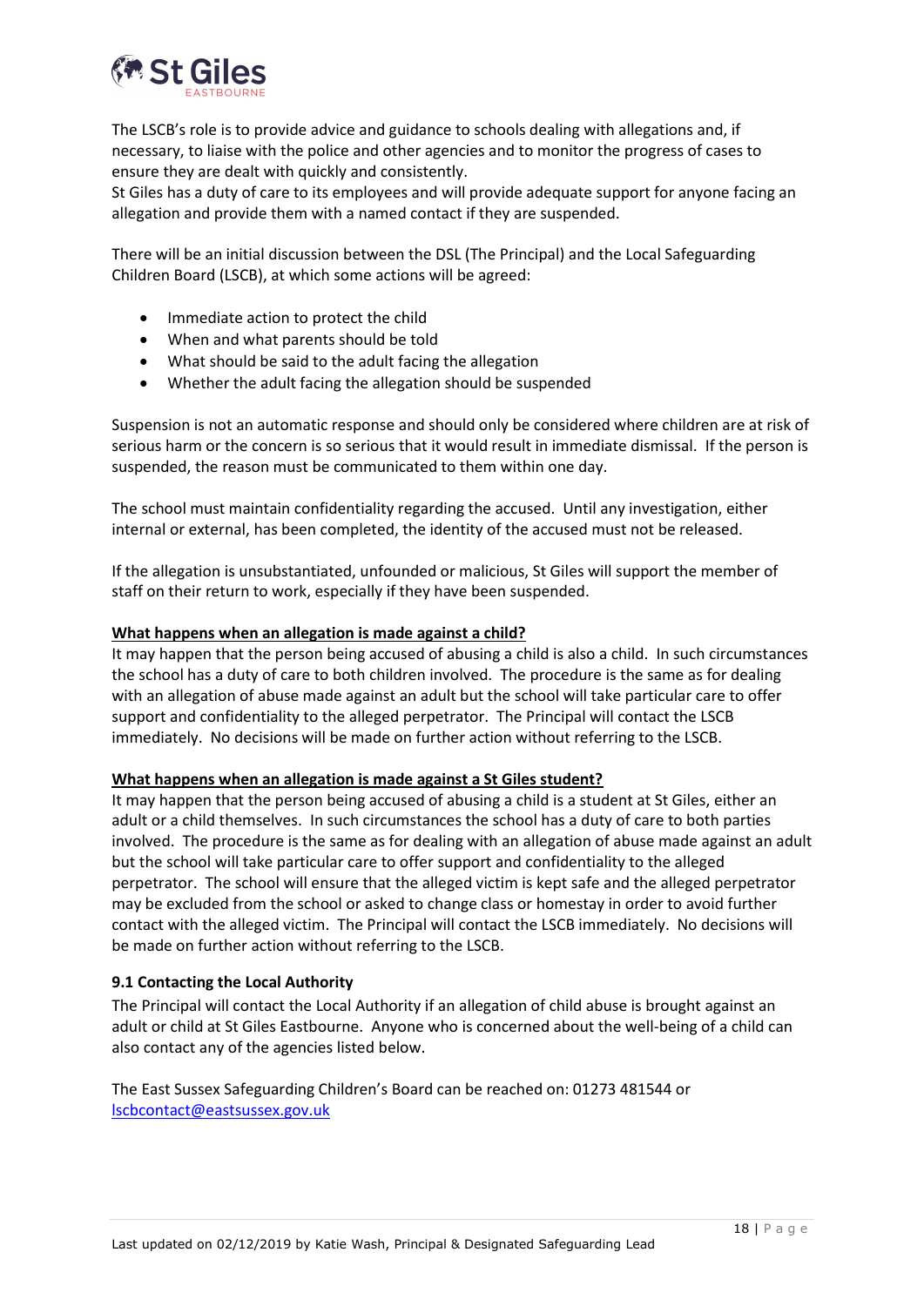The LSCB's role is to provide advice and guidance to schools dealing with allegations and, if necessary, to liaise with the police and other agencies and to monitor the progress of cases to ensure they are dealt with quickly and consistently.
St Giles has a duty of care to its employees and will provide adequate support for anyone facing an allegation and provide them with a named contact if they are suspended.

There will be an initial discussion between the DSL (The Principal) and the Local Safeguarding Children Board (LSCB), at which some actions will be agreed:

- Immediate action to protect the child
- When and what parents should be told
- What should be said to the adult facing the allegation
- Whether the adult facing the allegation should be suspended

Suspension is not an automatic response and should only be considered where children are at risk of serious harm or the concern is so serious that it would result in immediate dismissal. If the person is suspended, the reason must be communicated to them within one day.

The school must maintain confidentiality regarding the accused. Until any investigation, either internal or external, has been completed, the identity of the accused must not be released.

If the allegation is unsubstantiated, unfounded or malicious, St Giles will support the member of staff on their return to work, especially if they have been suspended.

**What happens when an allegation is made against a child?**

It may happen that the person being accused of abusing a child is also a child. In such circumstances the school has a duty of care to both children involved. The procedure is the same as for dealing with an allegation of abuse made against an adult but the school will take particular care to offer support and confidentiality to the alleged perpetrator. The Principal will contact the LSCB immediately. No decisions will be made on further action without referring to the LSCB.

**What happens when an allegation is made against a St Giles student?**

It may happen that the person being accused of abusing a child is a student at St Giles, either an adult or a child themselves. In such circumstances the school has a duty of care to both parties involved. The procedure is the same as for dealing with an allegation of abuse made against an adult but the school will take particular care to offer support and confidentiality to the alleged perpetrator. The school will ensure that the alleged victim is kept safe and the alleged perpetrator may be excluded from the school or asked to change class or homestay in order to avoid further contact with the alleged victim. The Principal will contact the LSCB immediately. No decisions will be made on further action without referring to the LSCB.

### 9.1 Contacting the Local Authority

The Principal will contact the Local Authority if an allegation of child abuse is brought against an adult or child at St Giles Eastbourne. Anyone who is concerned about the well-being of a child can also contact any of the agencies listed below.

The East Sussex Safeguarding Children's Board can be reached on: 01273 481544 or lscbcontact@eastsussex.gov.uk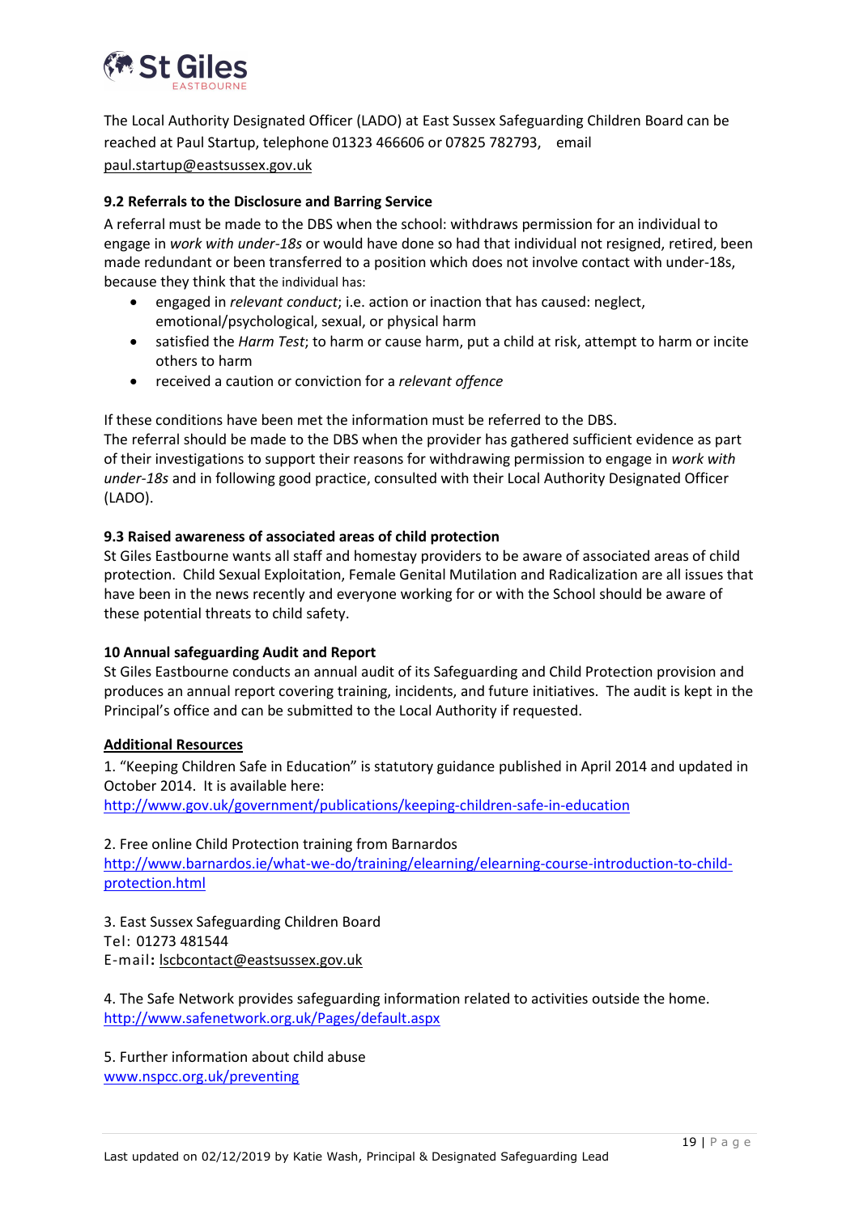The Local Authority Designated Officer (LADO) at East Sussex Safeguarding Children Board can be reached at Paul Startup, telephone 01323 466606 or 07825 782793, email paul.startup@eastsussex.gov.uk

**9.2 Referrals to the Disclosure and Barring Service**

A referral must be made to the DBS when the school: withdraws permission for an individual to engage in *work with under-18s* or would have done so had that individual not resigned, retired, been made redundant or been transferred to a position which does not involve contact with under-18s, because they think that the individual has:

- engaged in *relevant conduct*; i.e. action or inaction that has caused: neglect, emotional/psychological, sexual, or physical harm
- satisfied the *Harm Test*; to harm or cause harm, put a child at risk, attempt to harm or incite others to harm
- received a caution or conviction for a *relevant offence*

If these conditions have been met the information must be referred to the DBS.
The referral should be made to the DBS when the provider has gathered sufficient evidence as part of their investigations to support their reasons for withdrawing permission to engage in *work with under-18s* and in following good practice, consulted with their Local Authority Designated Officer (LADO).

**9.3 Raised awareness of associated areas of child protection**

St Giles Eastbourne wants all staff and homestay providers to be aware of associated areas of child protection. Child Sexual Exploitation, Female Genital Mutilation and Radicalization are all issues that have been in the news recently and everyone working for or with the School should be aware of these potential threats to child safety.

**10 Annual safeguarding Audit and Report**

St Giles Eastbourne conducts an annual audit of its Safeguarding and Child Protection provision and produces an annual report covering training, incidents, and future initiatives. The audit is kept in the Principal's office and can be submitted to the Local Authority if requested.

**Additional Resources**

1. "Keeping Children Safe in Education" is statutory guidance published in April 2014 and updated in October 2014. It is available here:
http://www.gov.uk/government/publications/keeping-children-safe-in-education

2. Free online Child Protection training from Barnardos
http://www.barnardos.ie/what-we-do/training/elearning/elearning-course-introduction-to-child-protection.html

3. East Sussex Safeguarding Children Board
Tel: 01273 481544
E-mail**:** lscbcontact@eastsussex.gov.uk

4. The Safe Network provides safeguarding information related to activities outside the home.
http://www.safenetwork.org.uk/Pages/default.aspx

5. Further information about child abuse
www.nspcc.org.uk/preventing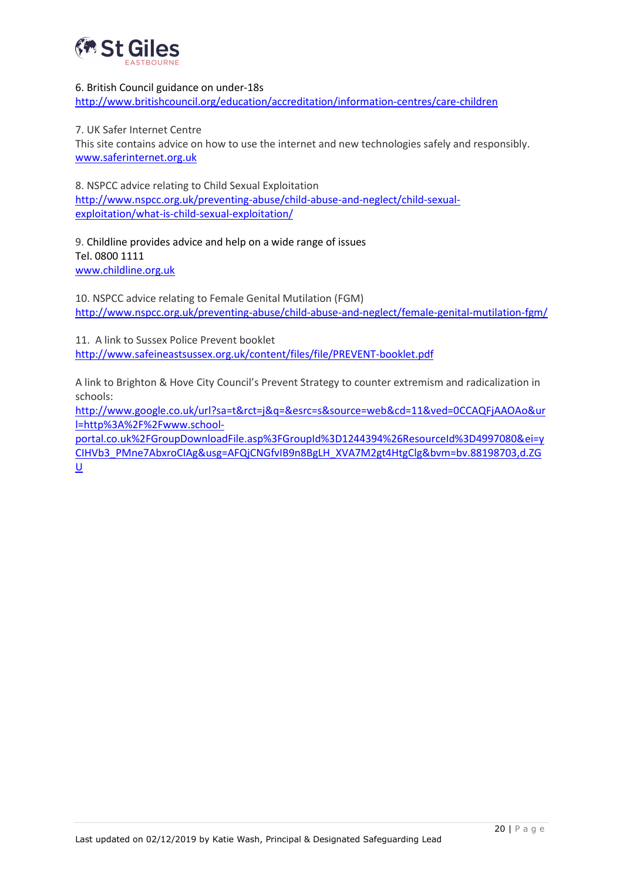6. British Council guidance on under-18s
http://www.britishcouncil.org/education/accreditation/information-centres/care-children

7. UK Safer Internet Centre
This site contains advice on how to use the internet and new technologies safely and responsibly.
www.saferinternet.org.uk

8. NSPCC advice relating to Child Sexual Exploitation
http://www.nspcc.org.uk/preventing-abuse/child-abuse-and-neglect/child-sexual-exploitation/what-is-child-sexual-exploitation/

9. Childline provides advice and help on a wide range of issues
Tel. 0800 1111
www.childline.org.uk

10. NSPCC advice relating to Female Genital Mutilation (FGM)
http://www.nspcc.org.uk/preventing-abuse/child-abuse-and-neglect/female-genital-mutilation-fgm/

11. A link to Sussex Police Prevent booklet
http://www.safeineastsussex.org.uk/content/files/file/PREVENT-booklet.pdf

A link to Brighton & Hove City Council's Prevent Strategy to counter extremism and radicalization in schools:
http://www.google.co.uk/url?sa=t&rct=j&q=&esrc=s&source=web&cd=11&ved=0CCAQFjAAOAo&url=http%3A%2F%2Fwww.school-portal.co.uk%2FGroupDownloadFile.asp%3FGroupId%3D1244394%26ResourceId%3D4997080&ei=yCIHVb3_PMne7AbxroCIAg&usg=AFQjCNGfvIB9n8BgLH_XVA7M2gt4HtgClg&bvm=bv.88198703,d.ZGU

Last updated on 02/12/2019 by Katie Wash, Principal & Designated Safeguarding Lead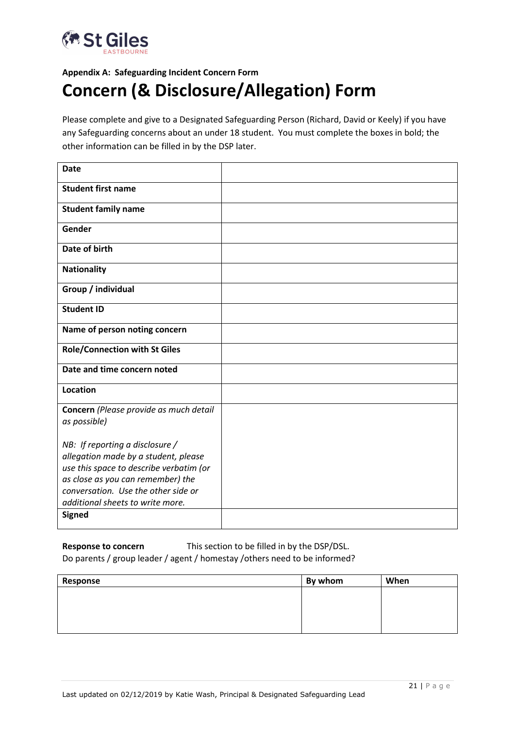**Appendix A: Safeguarding Incident Concern Form**

# Concern (& Disclosure/Allegation) Form

Please complete and give to a Designated Safeguarding Person (Richard, David or Keely) if you have any Safeguarding concerns about an under 18 student. You must complete the boxes in bold; the other information can be filled in by the DSP later.

| | |
|---|---|
| **Date** | |
| **Student first name** | |
| **Student family name** | |
| **Gender** | |
| **Date of birth** | |
| **Nationality** | |
| **Group / individual** | |
| **Student ID** | |
| **Name of person noting concern** | |
| **Role/Connection with St Giles** | |
| **Date and time concern noted** | |
| **Location** | |
| **Concern** *(Please provide as much detail as possible)*<br><br>*NB: If reporting a disclosure / allegation made by a student, please use this space to describe verbatim (or as close as you can remember) the conversation. Use the other side or additional sheets to write more.* | |
| **Signed** | |

**Response to concern** This section to be filled in by the DSP/DSL.
Do parents / group leader / agent / homestay /others need to be informed?

| Response | By whom | When |
|---|---|---|
| | | |

Last updated on 02/12/2019 by Katie Wash, Principal & Designated Safeguarding Lead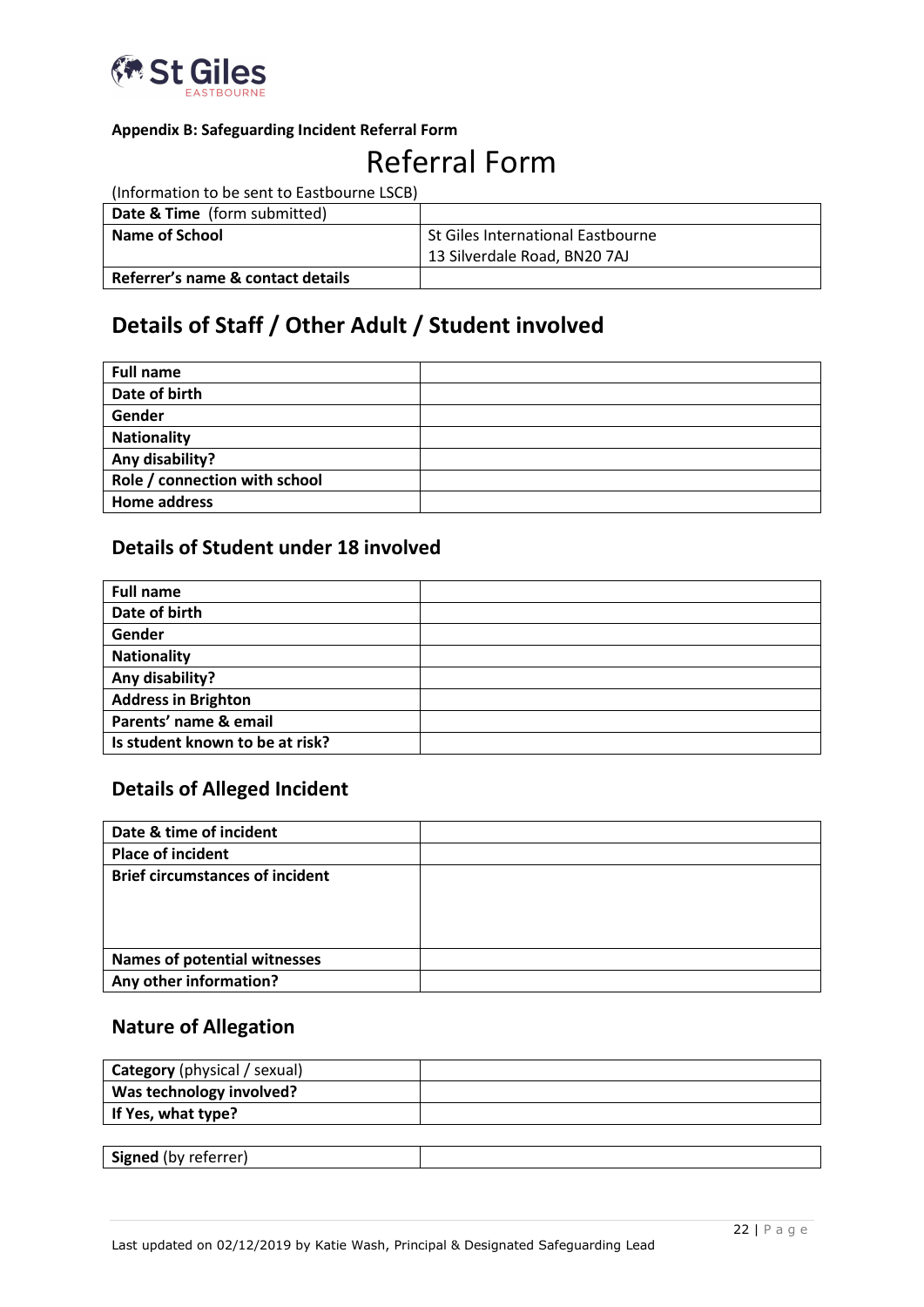**Appendix B: Safeguarding Incident Referral Form**

# Referral Form

(Information to be sent to Eastbourne LSCB)

| | |
|---|---|
| **Date & Time** (form submitted) | |
| **Name of School** | St Giles International Eastbourne<br>13 Silverdale Road, BN20 7AJ |
| **Referrer's name & contact details** | |

## Details of Staff / Other Adult / Student involved

| | |
|---|---|
| **Full name** | |
| **Date of birth** | |
| **Gender** | |
| **Nationality** | |
| **Any disability?** | |
| **Role / connection with school** | |
| **Home address** | |

### Details of Student under 18 involved

| | |
|---|---|
| **Full name** | |
| **Date of birth** | |
| **Gender** | |
| **Nationality** | |
| **Any disability?** | |
| **Address in Brighton** | |
| **Parents' name & email** | |
| **Is student known to be at risk?** | |

### Details of Alleged Incident

| | |
|---|---|
| **Date & time of incident** | |
| **Place of incident** | |
| **Brief circumstances of incident** | |
| **Names of potential witnesses** | |
| **Any other information?** | |

### Nature of Allegation

| | |
|---|---|
| **Category** (physical / sexual) | |
| **Was technology involved?** | |
| **If Yes, what type?** | |

| | |
|---|---|
| **Signed** (by referrer) | |

Last updated on 02/12/2019 by Katie Wash, Principal & Designated Safeguarding Lead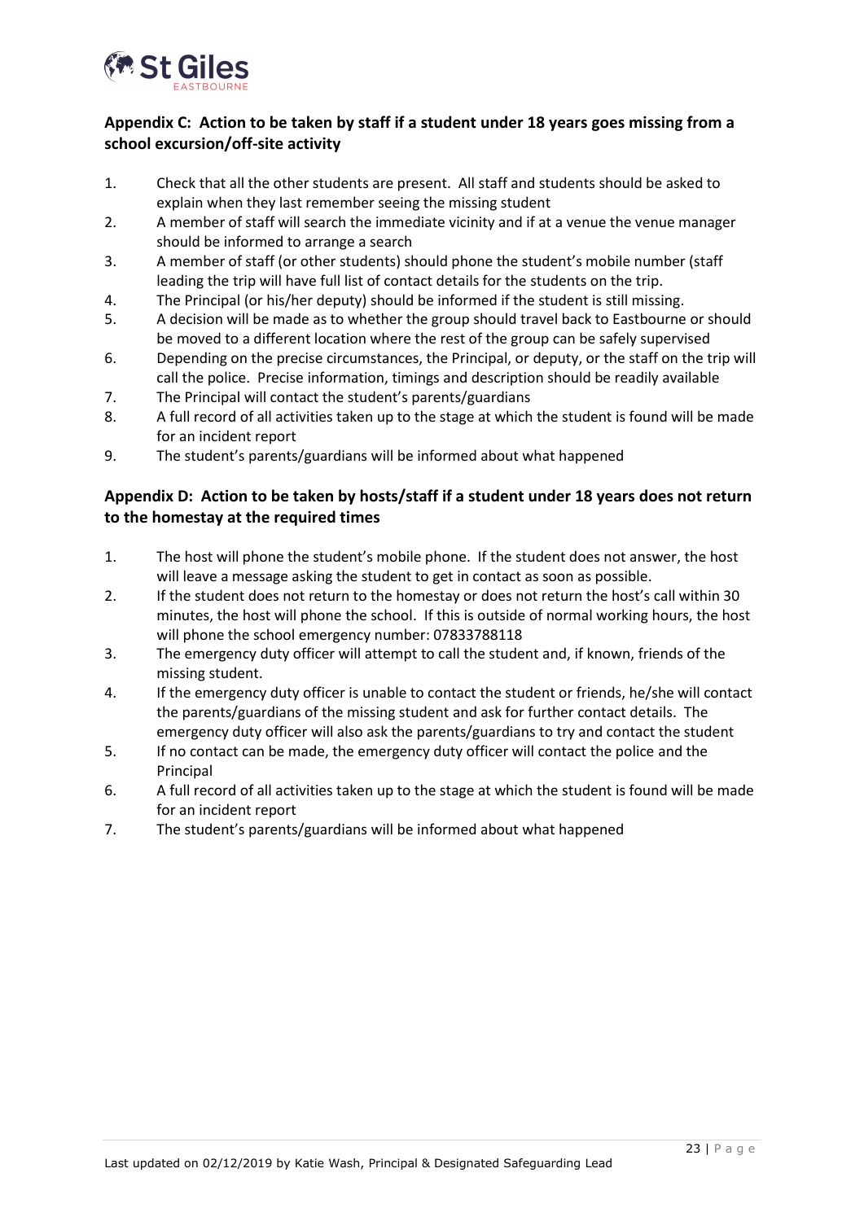## Appendix C: Action to be taken by staff if a student under 18 years goes missing from a school excursion/off-site activity

1. Check that all the other students are present. All staff and students should be asked to explain when they last remember seeing the missing student
2. A member of staff will search the immediate vicinity and if at a venue the venue manager should be informed to arrange a search
3. A member of staff (or other students) should phone the student's mobile number (staff leading the trip will have full list of contact details for the students on the trip.
4. The Principal (or his/her deputy) should be informed if the student is still missing.
5. A decision will be made as to whether the group should travel back to Eastbourne or should be moved to a different location where the rest of the group can be safely supervised
6. Depending on the precise circumstances, the Principal, or deputy, or the staff on the trip will call the police. Precise information, timings and description should be readily available
7. The Principal will contact the student's parents/guardians
8. A full record of all activities taken up to the stage at which the student is found will be made for an incident report
9. The student's parents/guardians will be informed about what happened

## Appendix D: Action to be taken by hosts/staff if a student under 18 years does not return to the homestay at the required times

1. The host will phone the student's mobile phone. If the student does not answer, the host will leave a message asking the student to get in contact as soon as possible.
2. If the student does not return to the homestay or does not return the host's call within 30 minutes, the host will phone the school. If this is outside of normal working hours, the host will phone the school emergency number: 07833788118
3. The emergency duty officer will attempt to call the student and, if known, friends of the missing student.
4. If the emergency duty officer is unable to contact the student or friends, he/she will contact the parents/guardians of the missing student and ask for further contact details. The emergency duty officer will also ask the parents/guardians to try and contact the student
5. If no contact can be made, the emergency duty officer will contact the police and the Principal
6. A full record of all activities taken up to the stage at which the student is found will be made for an incident report
7. The student's parents/guardians will be informed about what happened